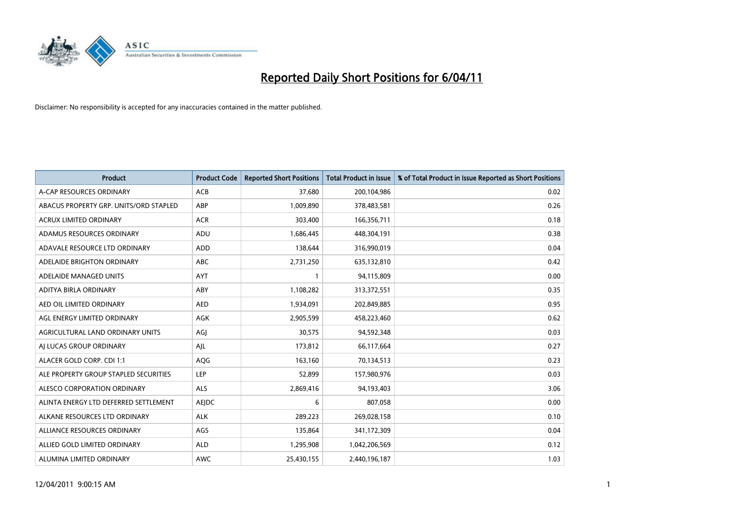# Reported Daily Short Positions for 6/04/11

Disclaimer: No responsibility is accepted for any inaccuracies contained in the matter published.

| Product | Product Code | Reported Short Positions | Total Product in Issue | % of Total Product in Issue Reported as Short Positions |
|---|---|---|---|---|
| A-CAP RESOURCES ORDINARY | ACB | 37,680 | 200,104,986 | 0.02 |
| ABACUS PROPERTY GRP. UNITS/ORD STAPLED | ABP | 1,009,890 | 378,483,581 | 0.26 |
| ACRUX LIMITED ORDINARY | ACR | 303,400 | 166,356,711 | 0.18 |
| ADAMUS RESOURCES ORDINARY | ADU | 1,686,445 | 448,304,191 | 0.38 |
| ADAVALE RESOURCE LTD ORDINARY | ADD | 138,644 | 316,990,019 | 0.04 |
| ADELAIDE BRIGHTON ORDINARY | ABC | 2,731,250 | 635,132,810 | 0.42 |
| ADELAIDE MANAGED UNITS | AYT | 1 | 94,115,809 | 0.00 |
| ADITYA BIRLA ORDINARY | ABY | 1,108,282 | 313,372,551 | 0.35 |
| AED OIL LIMITED ORDINARY | AED | 1,934,091 | 202,849,885 | 0.95 |
| AGL ENERGY LIMITED ORDINARY | AGK | 2,905,599 | 458,223,460 | 0.62 |
| AGRICULTURAL LAND ORDINARY UNITS | AGJ | 30,575 | 94,592,348 | 0.03 |
| AJ LUCAS GROUP ORDINARY | AJL | 173,812 | 66,117,664 | 0.27 |
| ALACER GOLD CORP. CDI 1:1 | AQG | 163,160 | 70,134,513 | 0.23 |
| ALE PROPERTY GROUP STAPLED SECURITIES | LEP | 52,899 | 157,980,976 | 0.03 |
| ALESCO CORPORATION ORDINARY | ALS | 2,869,416 | 94,193,403 | 3.06 |
| ALINTA ENERGY LTD DEFERRED SETTLEMENT | AEJDC | 6 | 807,058 | 0.00 |
| ALKANE RESOURCES LTD ORDINARY | ALK | 289,223 | 269,028,158 | 0.10 |
| ALLIANCE RESOURCES ORDINARY | AGS | 135,864 | 341,172,309 | 0.04 |
| ALLIED GOLD LIMITED ORDINARY | ALD | 1,295,908 | 1,042,206,569 | 0.12 |
| ALUMINA LIMITED ORDINARY | AWC | 25,430,155 | 2,440,196,187 | 1.03 |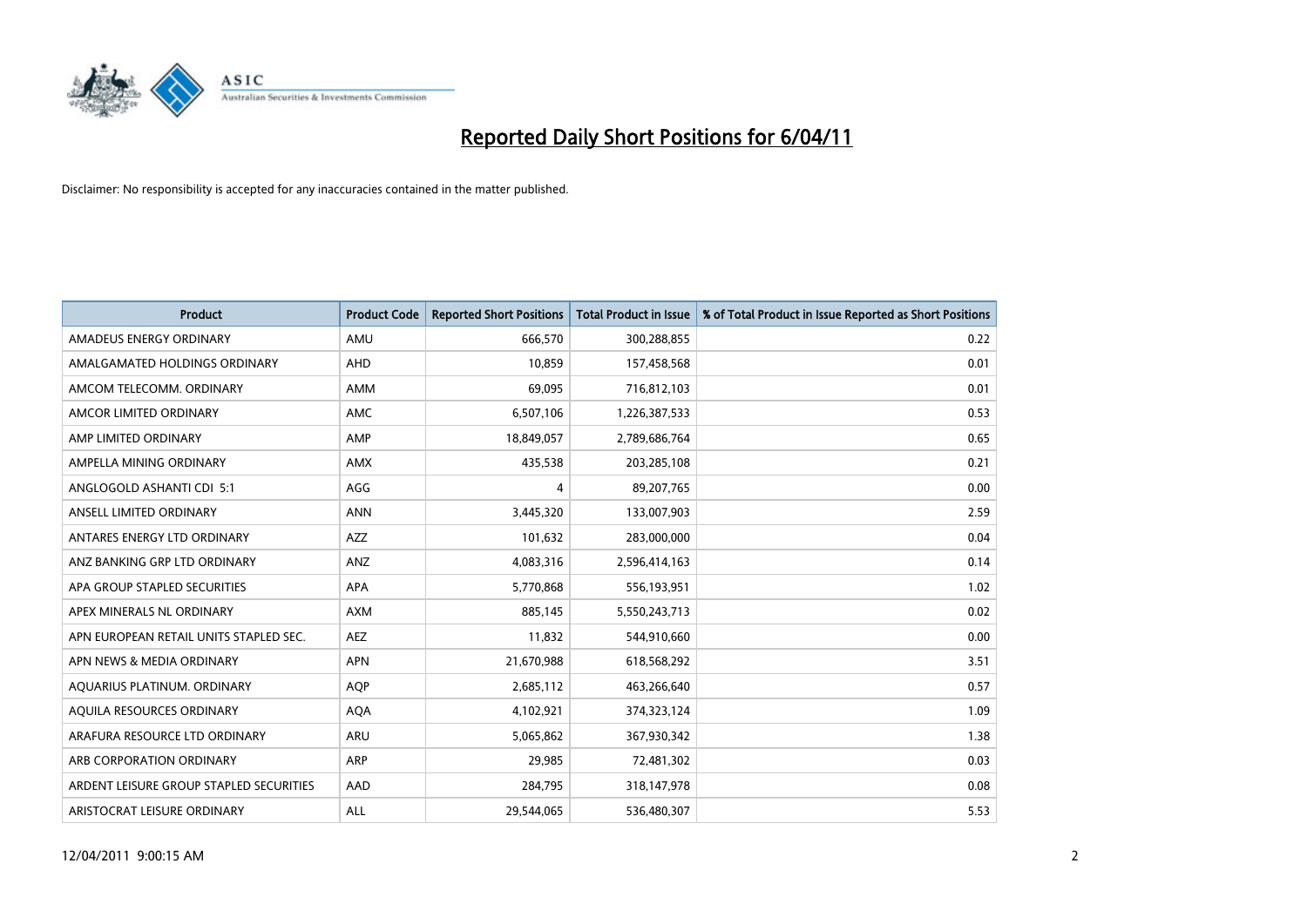# Reported Daily Short Positions for 6/04/11

Disclaimer: No responsibility is accepted for any inaccuracies contained in the matter published.

| Product | Product Code | Reported Short Positions | Total Product in Issue | % of Total Product in Issue Reported as Short Positions |
|---|---|---|---|---|
| AMADEUS ENERGY ORDINARY | AMU | 666,570 | 300,288,855 | 0.22 |
| AMALGAMATED HOLDINGS ORDINARY | AHD | 10,859 | 157,458,568 | 0.01 |
| AMCOM TELECOMM. ORDINARY | AMM | 69,095 | 716,812,103 | 0.01 |
| AMCOR LIMITED ORDINARY | AMC | 6,507,106 | 1,226,387,533 | 0.53 |
| AMP LIMITED ORDINARY | AMP | 18,849,057 | 2,789,686,764 | 0.65 |
| AMPELLA MINING ORDINARY | AMX | 435,538 | 203,285,108 | 0.21 |
| ANGLOGOLD ASHANTI CDI 5:1 | AGG | 4 | 89,207,765 | 0.00 |
| ANSELL LIMITED ORDINARY | ANN | 3,445,320 | 133,007,903 | 2.59 |
| ANTARES ENERGY LTD ORDINARY | AZZ | 101,632 | 283,000,000 | 0.04 |
| ANZ BANKING GRP LTD ORDINARY | ANZ | 4,083,316 | 2,596,414,163 | 0.14 |
| APA GROUP STAPLED SECURITIES | APA | 5,770,868 | 556,193,951 | 1.02 |
| APEX MINERALS NL ORDINARY | AXM | 885,145 | 5,550,243,713 | 0.02 |
| APN EUROPEAN RETAIL UNITS STAPLED SEC. | AEZ | 11,832 | 544,910,660 | 0.00 |
| APN NEWS & MEDIA ORDINARY | APN | 21,670,988 | 618,568,292 | 3.51 |
| AQUARIUS PLATINUM. ORDINARY | AQP | 2,685,112 | 463,266,640 | 0.57 |
| AQUILA RESOURCES ORDINARY | AQA | 4,102,921 | 374,323,124 | 1.09 |
| ARAFURA RESOURCE LTD ORDINARY | ARU | 5,065,862 | 367,930,342 | 1.38 |
| ARB CORPORATION ORDINARY | ARP | 29,985 | 72,481,302 | 0.03 |
| ARDENT LEISURE GROUP STAPLED SECURITIES | AAD | 284,795 | 318,147,978 | 0.08 |
| ARISTOCRAT LEISURE ORDINARY | ALL | 29,544,065 | 536,480,307 | 5.53 |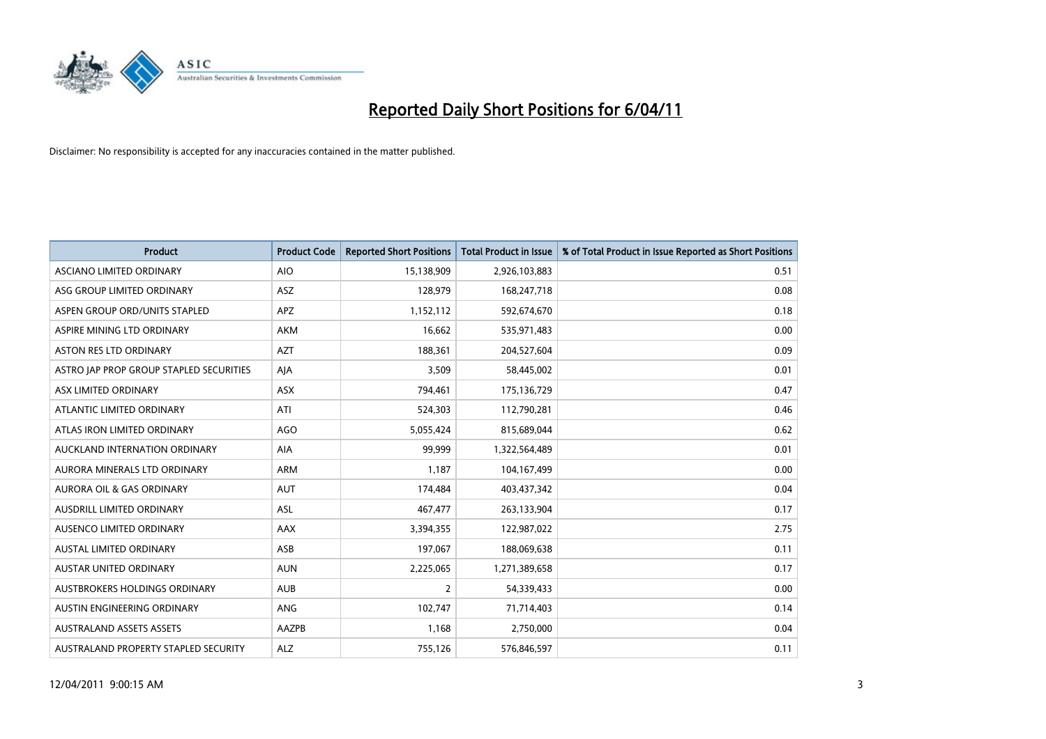# Reported Daily Short Positions for 6/04/11

Disclaimer: No responsibility is accepted for any inaccuracies contained in the matter published.

| Product | Product Code | Reported Short Positions | Total Product in Issue | % of Total Product in Issue Reported as Short Positions |
|---|---|---|---|---|
| ASCIANO LIMITED ORDINARY | AIO | 15,138,909 | 2,926,103,883 | 0.51 |
| ASG GROUP LIMITED ORDINARY | ASZ | 128,979 | 168,247,718 | 0.08 |
| ASPEN GROUP ORD/UNITS STAPLED | APZ | 1,152,112 | 592,674,670 | 0.18 |
| ASPIRE MINING LTD ORDINARY | AKM | 16,662 | 535,971,483 | 0.00 |
| ASTON RES LTD ORDINARY | AZT | 188,361 | 204,527,604 | 0.09 |
| ASTRO JAP PROP GROUP STAPLED SECURITIES | AJA | 3,509 | 58,445,002 | 0.01 |
| ASX LIMITED ORDINARY | ASX | 794,461 | 175,136,729 | 0.47 |
| ATLANTIC LIMITED ORDINARY | ATI | 524,303 | 112,790,281 | 0.46 |
| ATLAS IRON LIMITED ORDINARY | AGO | 5,055,424 | 815,689,044 | 0.62 |
| AUCKLAND INTERNATION ORDINARY | AIA | 99,999 | 1,322,564,489 | 0.01 |
| AURORA MINERALS LTD ORDINARY | ARM | 1,187 | 104,167,499 | 0.00 |
| AURORA OIL & GAS ORDINARY | AUT | 174,484 | 403,437,342 | 0.04 |
| AUSDRILL LIMITED ORDINARY | ASL | 467,477 | 263,133,904 | 0.17 |
| AUSENCO LIMITED ORDINARY | AAX | 3,394,355 | 122,987,022 | 2.75 |
| AUSTAL LIMITED ORDINARY | ASB | 197,067 | 188,069,638 | 0.11 |
| AUSTAR UNITED ORDINARY | AUN | 2,225,065 | 1,271,389,658 | 0.17 |
| AUSTBROKERS HOLDINGS ORDINARY | AUB | 2 | 54,339,433 | 0.00 |
| AUSTIN ENGINEERING ORDINARY | ANG | 102,747 | 71,714,403 | 0.14 |
| AUSTRALAND ASSETS ASSETS | AAZPB | 1,168 | 2,750,000 | 0.04 |
| AUSTRALAND PROPERTY STAPLED SECURITY | ALZ | 755,126 | 576,846,597 | 0.11 |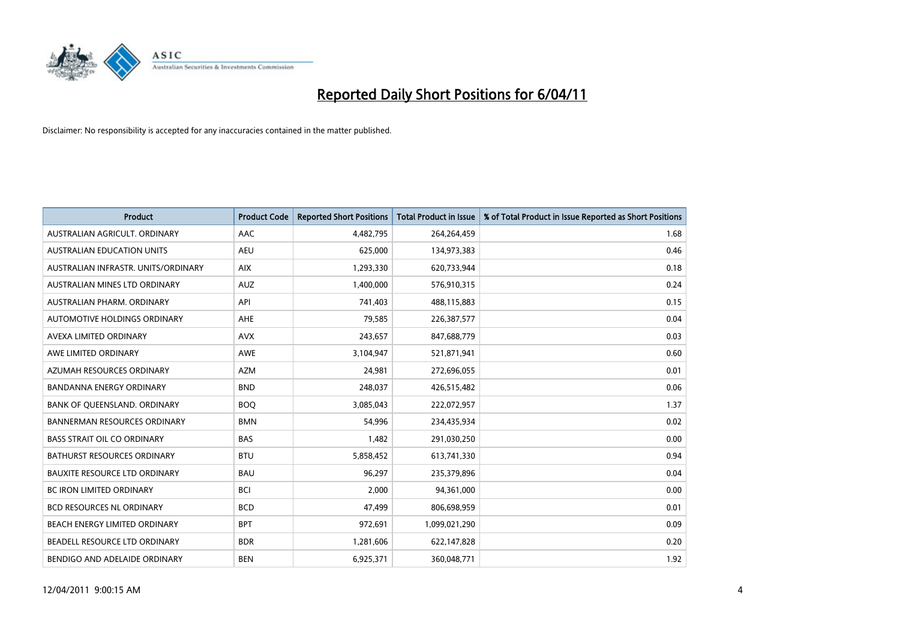# Reported Daily Short Positions for 6/04/11

Disclaimer: No responsibility is accepted for any inaccuracies contained in the matter published.

| Product | Product Code | Reported Short Positions | Total Product in Issue | % of Total Product in Issue Reported as Short Positions |
|---|---|---|---|---|
| AUSTRALIAN AGRICULT. ORDINARY | AAC | 4,482,795 | 264,264,459 | 1.68 |
| AUSTRALIAN EDUCATION UNITS | AEU | 625,000 | 134,973,383 | 0.46 |
| AUSTRALIAN INFRASTR. UNITS/ORDINARY | AIX | 1,293,330 | 620,733,944 | 0.18 |
| AUSTRALIAN MINES LTD ORDINARY | AUZ | 1,400,000 | 576,910,315 | 0.24 |
| AUSTRALIAN PHARM. ORDINARY | API | 741,403 | 488,115,883 | 0.15 |
| AUTOMOTIVE HOLDINGS ORDINARY | AHE | 79,585 | 226,387,577 | 0.04 |
| AVEXA LIMITED ORDINARY | AVX | 243,657 | 847,688,779 | 0.03 |
| AWE LIMITED ORDINARY | AWE | 3,104,947 | 521,871,941 | 0.60 |
| AZUMAH RESOURCES ORDINARY | AZM | 24,981 | 272,696,055 | 0.01 |
| BANDANNA ENERGY ORDINARY | BND | 248,037 | 426,515,482 | 0.06 |
| BANK OF QUEENSLAND. ORDINARY | BOQ | 3,085,043 | 222,072,957 | 1.37 |
| BANNERMAN RESOURCES ORDINARY | BMN | 54,996 | 234,435,934 | 0.02 |
| BASS STRAIT OIL CO ORDINARY | BAS | 1,482 | 291,030,250 | 0.00 |
| BATHURST RESOURCES ORDINARY | BTU | 5,858,452 | 613,741,330 | 0.94 |
| BAUXITE RESOURCE LTD ORDINARY | BAU | 96,297 | 235,379,896 | 0.04 |
| BC IRON LIMITED ORDINARY | BCI | 2,000 | 94,361,000 | 0.00 |
| BCD RESOURCES NL ORDINARY | BCD | 47,499 | 806,698,959 | 0.01 |
| BEACH ENERGY LIMITED ORDINARY | BPT | 972,691 | 1,099,021,290 | 0.09 |
| BEADELL RESOURCE LTD ORDINARY | BDR | 1,281,606 | 622,147,828 | 0.20 |
| BENDIGO AND ADELAIDE ORDINARY | BEN | 6,925,371 | 360,048,771 | 1.92 |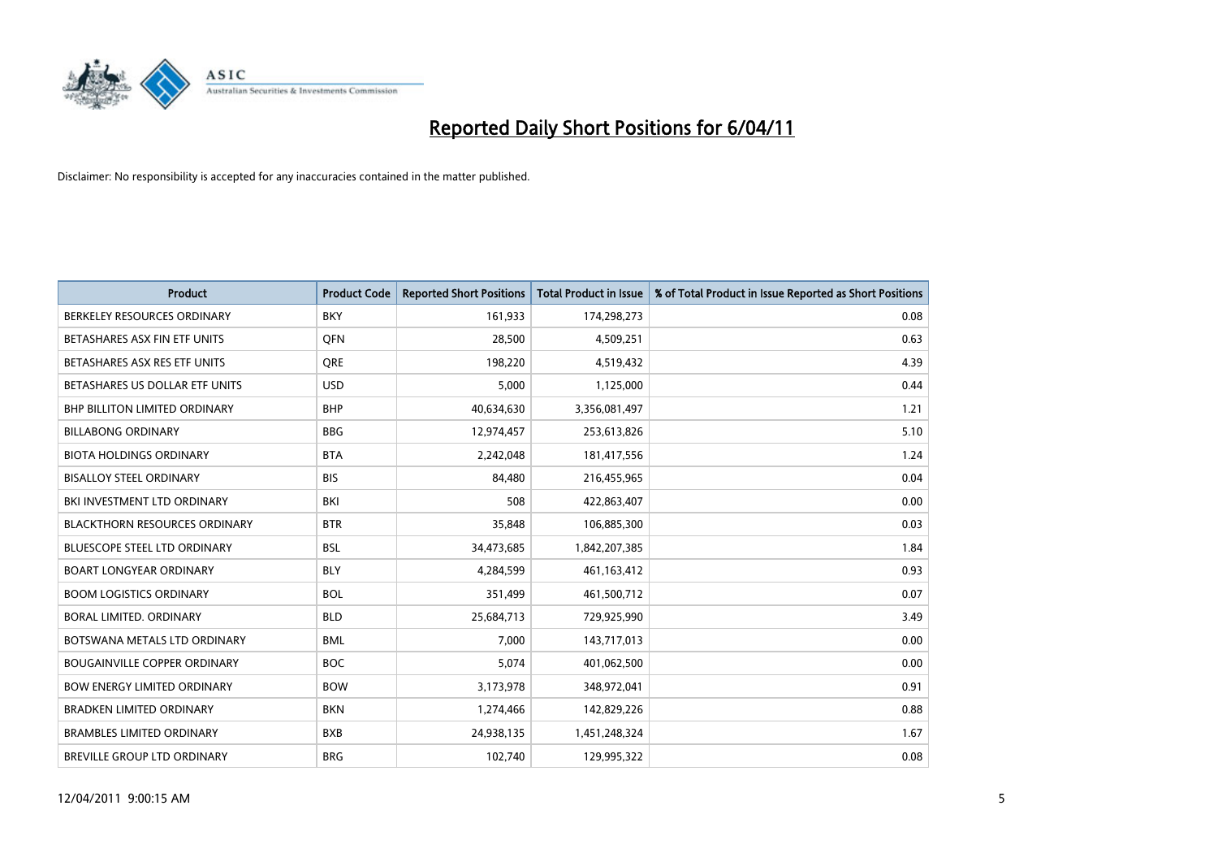# Reported Daily Short Positions for 6/04/11

Disclaimer: No responsibility is accepted for any inaccuracies contained in the matter published.

| Product | Product Code | Reported Short Positions | Total Product in Issue | % of Total Product in Issue Reported as Short Positions |
|---|---|---|---|---|
| BERKELEY RESOURCES ORDINARY | BKY | 161,933 | 174,298,273 | 0.08 |
| BETASHARES ASX FIN ETF UNITS | QFN | 28,500 | 4,509,251 | 0.63 |
| BETASHARES ASX RES ETF UNITS | QRE | 198,220 | 4,519,432 | 4.39 |
| BETASHARES US DOLLAR ETF UNITS | USD | 5,000 | 1,125,000 | 0.44 |
| BHP BILLITON LIMITED ORDINARY | BHP | 40,634,630 | 3,356,081,497 | 1.21 |
| BILLABONG ORDINARY | BBG | 12,974,457 | 253,613,826 | 5.10 |
| BIOTA HOLDINGS ORDINARY | BTA | 2,242,048 | 181,417,556 | 1.24 |
| BISALLOY STEEL ORDINARY | BIS | 84,480 | 216,455,965 | 0.04 |
| BKI INVESTMENT LTD ORDINARY | BKI | 508 | 422,863,407 | 0.00 |
| BLACKTHORN RESOURCES ORDINARY | BTR | 35,848 | 106,885,300 | 0.03 |
| BLUESCOPE STEEL LTD ORDINARY | BSL | 34,473,685 | 1,842,207,385 | 1.84 |
| BOART LONGYEAR ORDINARY | BLY | 4,284,599 | 461,163,412 | 0.93 |
| BOOM LOGISTICS ORDINARY | BOL | 351,499 | 461,500,712 | 0.07 |
| BORAL LIMITED. ORDINARY | BLD | 25,684,713 | 729,925,990 | 3.49 |
| BOTSWANA METALS LTD ORDINARY | BML | 7,000 | 143,717,013 | 0.00 |
| BOUGAINVILLE COPPER ORDINARY | BOC | 5,074 | 401,062,500 | 0.00 |
| BOW ENERGY LIMITED ORDINARY | BOW | 3,173,978 | 348,972,041 | 0.91 |
| BRADKEN LIMITED ORDINARY | BKN | 1,274,466 | 142,829,226 | 0.88 |
| BRAMBLES LIMITED ORDINARY | BXB | 24,938,135 | 1,451,248,324 | 1.67 |
| BREVILLE GROUP LTD ORDINARY | BRG | 102,740 | 129,995,322 | 0.08 |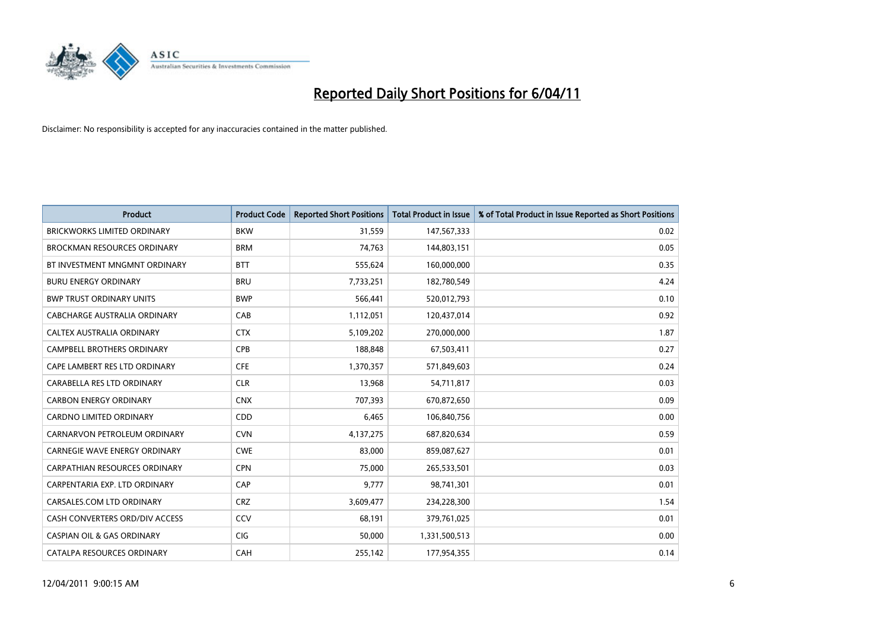# Reported Daily Short Positions for 6/04/11

Disclaimer: No responsibility is accepted for any inaccuracies contained in the matter published.

| Product | Product Code | Reported Short Positions | Total Product in Issue | % of Total Product in Issue Reported as Short Positions |
|---|---|---|---|---|
| BRICKWORKS LIMITED ORDINARY | BKW | 31,559 | 147,567,333 | 0.02 |
| BROCKMAN RESOURCES ORDINARY | BRM | 74,763 | 144,803,151 | 0.05 |
| BT INVESTMENT MNGMNT ORDINARY | BTT | 555,624 | 160,000,000 | 0.35 |
| BURU ENERGY ORDINARY | BRU | 7,733,251 | 182,780,549 | 4.24 |
| BWP TRUST ORDINARY UNITS | BWP | 566,441 | 520,012,793 | 0.10 |
| CABCHARGE AUSTRALIA ORDINARY | CAB | 1,112,051 | 120,437,014 | 0.92 |
| CALTEX AUSTRALIA ORDINARY | CTX | 5,109,202 | 270,000,000 | 1.87 |
| CAMPBELL BROTHERS ORDINARY | CPB | 188,848 | 67,503,411 | 0.27 |
| CAPE LAMBERT RES LTD ORDINARY | CFE | 1,370,357 | 571,849,603 | 0.24 |
| CARABELLA RES LTD ORDINARY | CLR | 13,968 | 54,711,817 | 0.03 |
| CARBON ENERGY ORDINARY | CNX | 707,393 | 670,872,650 | 0.09 |
| CARDNO LIMITED ORDINARY | CDD | 6,465 | 106,840,756 | 0.00 |
| CARNARVON PETROLEUM ORDINARY | CVN | 4,137,275 | 687,820,634 | 0.59 |
| CARNEGIE WAVE ENERGY ORDINARY | CWE | 83,000 | 859,087,627 | 0.01 |
| CARPATHIAN RESOURCES ORDINARY | CPN | 75,000 | 265,533,501 | 0.03 |
| CARPENTARIA EXP. LTD ORDINARY | CAP | 9,777 | 98,741,301 | 0.01 |
| CARSALES.COM LTD ORDINARY | CRZ | 3,609,477 | 234,228,300 | 1.54 |
| CASH CONVERTERS ORD/DIV ACCESS | CCV | 68,191 | 379,761,025 | 0.01 |
| CASPIAN OIL & GAS ORDINARY | CIG | 50,000 | 1,331,500,513 | 0.00 |
| CATALPA RESOURCES ORDINARY | CAH | 255,142 | 177,954,355 | 0.14 |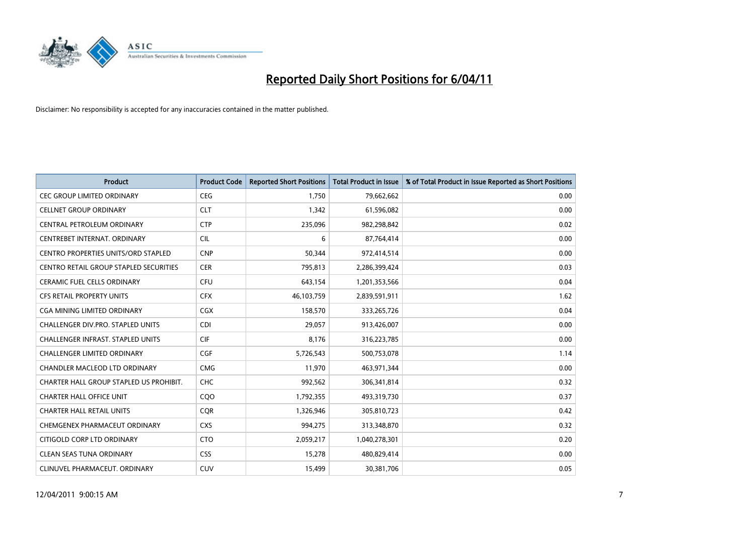# Reported Daily Short Positions for 6/04/11

Disclaimer: No responsibility is accepted for any inaccuracies contained in the matter published.

| Product | Product Code | Reported Short Positions | Total Product in Issue | % of Total Product in Issue Reported as Short Positions |
|---|---|---|---|---|
| CEC GROUP LIMITED ORDINARY | CEG | 1,750 | 79,662,662 | 0.00 |
| CELLNET GROUP ORDINARY | CLT | 1,342 | 61,596,082 | 0.00 |
| CENTRAL PETROLEUM ORDINARY | CTP | 235,096 | 982,298,842 | 0.02 |
| CENTREBET INTERNAT. ORDINARY | CIL | 6 | 87,764,414 | 0.00 |
| CENTRO PROPERTIES UNITS/ORD STAPLED | CNP | 50,344 | 972,414,514 | 0.00 |
| CENTRO RETAIL GROUP STAPLED SECURITIES | CER | 795,813 | 2,286,399,424 | 0.03 |
| CERAMIC FUEL CELLS ORDINARY | CFU | 643,154 | 1,201,353,566 | 0.04 |
| CFS RETAIL PROPERTY UNITS | CFX | 46,103,759 | 2,839,591,911 | 1.62 |
| CGA MINING LIMITED ORDINARY | CGX | 158,570 | 333,265,726 | 0.04 |
| CHALLENGER DIV.PRO. STAPLED UNITS | CDI | 29,057 | 913,426,007 | 0.00 |
| CHALLENGER INFRAST. STAPLED UNITS | CIF | 8,176 | 316,223,785 | 0.00 |
| CHALLENGER LIMITED ORDINARY | CGF | 5,726,543 | 500,753,078 | 1.14 |
| CHANDLER MACLEOD LTD ORDINARY | CMG | 11,970 | 463,971,344 | 0.00 |
| CHARTER HALL GROUP STAPLED US PROHIBIT. | CHC | 992,562 | 306,341,814 | 0.32 |
| CHARTER HALL OFFICE UNIT | CQO | 1,792,355 | 493,319,730 | 0.37 |
| CHARTER HALL RETAIL UNITS | CQR | 1,326,946 | 305,810,723 | 0.42 |
| CHEMGENEX PHARMACEUT ORDINARY | CXS | 994,275 | 313,348,870 | 0.32 |
| CITIGOLD CORP LTD ORDINARY | CTO | 2,059,217 | 1,040,278,301 | 0.20 |
| CLEAN SEAS TUNA ORDINARY | CSS | 15,278 | 480,829,414 | 0.00 |
| CLINUVEL PHARMACEUT. ORDINARY | CUV | 15,499 | 30,381,706 | 0.05 |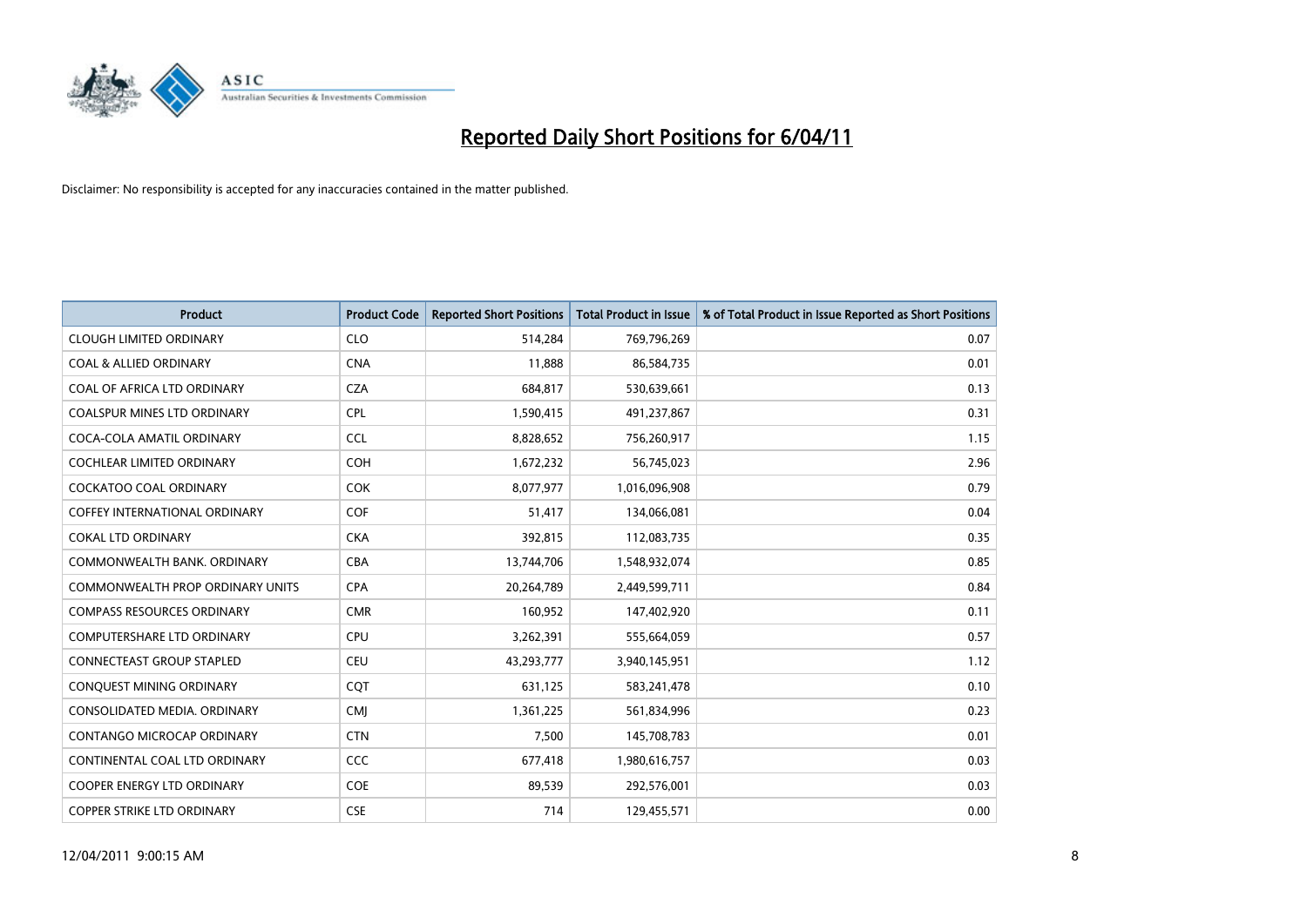# Reported Daily Short Positions for 6/04/11

Disclaimer: No responsibility is accepted for any inaccuracies contained in the matter published.

| Product | Product Code | Reported Short Positions | Total Product in Issue | % of Total Product in Issue Reported as Short Positions |
|---|---|---|---|---|
| CLOUGH LIMITED ORDINARY | CLO | 514,284 | 769,796,269 | 0.07 |
| COAL & ALLIED ORDINARY | CNA | 11,888 | 86,584,735 | 0.01 |
| COAL OF AFRICA LTD ORDINARY | CZA | 684,817 | 530,639,661 | 0.13 |
| COALSPUR MINES LTD ORDINARY | CPL | 1,590,415 | 491,237,867 | 0.31 |
| COCA-COLA AMATIL ORDINARY | CCL | 8,828,652 | 756,260,917 | 1.15 |
| COCHLEAR LIMITED ORDINARY | COH | 1,672,232 | 56,745,023 | 2.96 |
| COCKATOO COAL ORDINARY | COK | 8,077,977 | 1,016,096,908 | 0.79 |
| COFFEY INTERNATIONAL ORDINARY | COF | 51,417 | 134,066,081 | 0.04 |
| COKAL LTD ORDINARY | CKA | 392,815 | 112,083,735 | 0.35 |
| COMMONWEALTH BANK. ORDINARY | CBA | 13,744,706 | 1,548,932,074 | 0.85 |
| COMMONWEALTH PROP ORDINARY UNITS | CPA | 20,264,789 | 2,449,599,711 | 0.84 |
| COMPASS RESOURCES ORDINARY | CMR | 160,952 | 147,402,920 | 0.11 |
| COMPUTERSHARE LTD ORDINARY | CPU | 3,262,391 | 555,664,059 | 0.57 |
| CONNECTEAST GROUP STAPLED | CEU | 43,293,777 | 3,940,145,951 | 1.12 |
| CONQUEST MINING ORDINARY | CQT | 631,125 | 583,241,478 | 0.10 |
| CONSOLIDATED MEDIA. ORDINARY | CMJ | 1,361,225 | 561,834,996 | 0.23 |
| CONTANGO MICROCAP ORDINARY | CTN | 7,500 | 145,708,783 | 0.01 |
| CONTINENTAL COAL LTD ORDINARY | CCC | 677,418 | 1,980,616,757 | 0.03 |
| COOPER ENERGY LTD ORDINARY | COE | 89,539 | 292,576,001 | 0.03 |
| COPPER STRIKE LTD ORDINARY | CSE | 714 | 129,455,571 | 0.00 |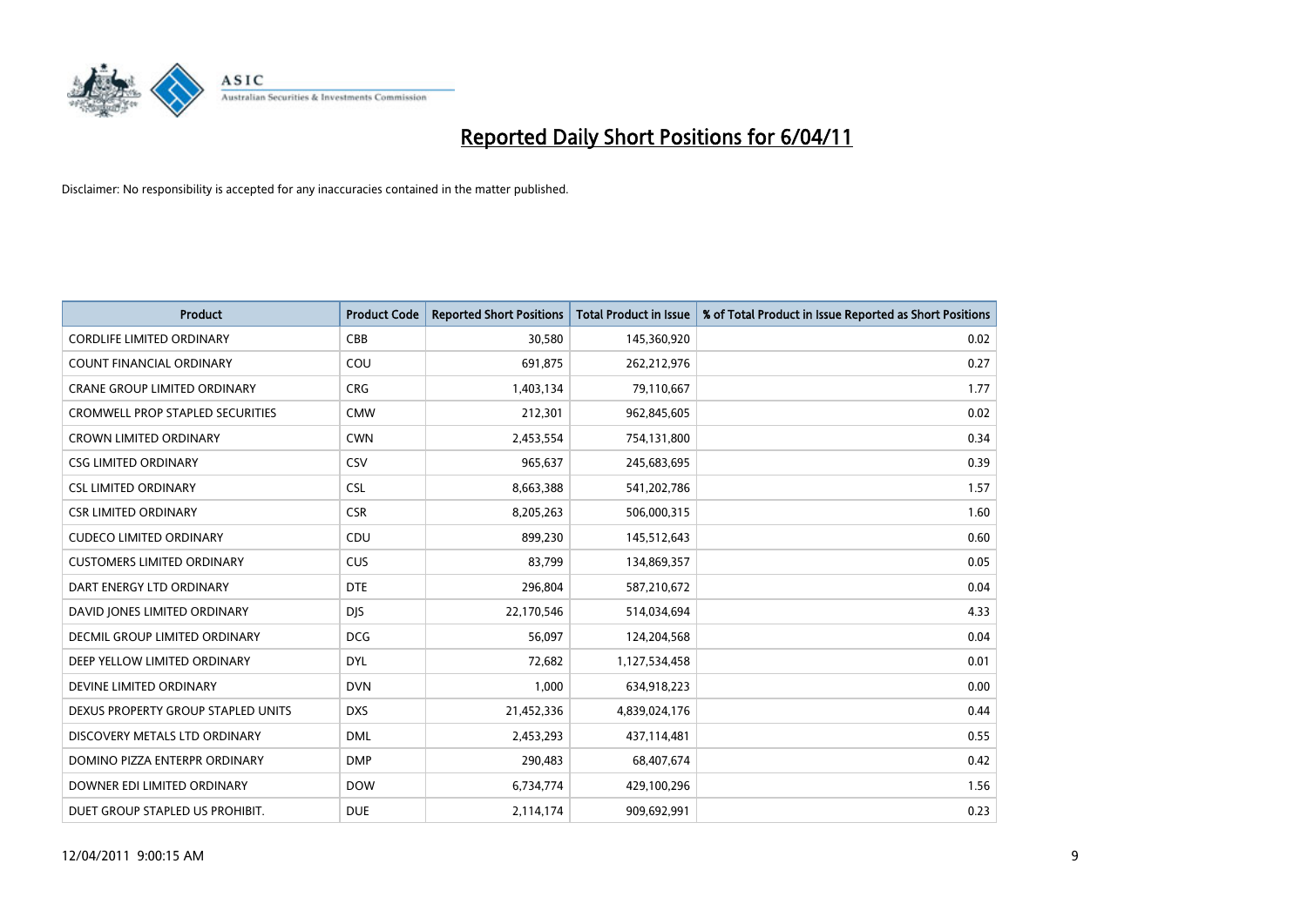# Reported Daily Short Positions for 6/04/11

Disclaimer: No responsibility is accepted for any inaccuracies contained in the matter published.

| Product | Product Code | Reported Short Positions | Total Product in Issue | % of Total Product in Issue Reported as Short Positions |
|---|---|---|---|---|
| CORDLIFE LIMITED ORDINARY | CBB | 30,580 | 145,360,920 | 0.02 |
| COUNT FINANCIAL ORDINARY | COU | 691,875 | 262,212,976 | 0.27 |
| CRANE GROUP LIMITED ORDINARY | CRG | 1,403,134 | 79,110,667 | 1.77 |
| CROMWELL PROP STAPLED SECURITIES | CMW | 212,301 | 962,845,605 | 0.02 |
| CROWN LIMITED ORDINARY | CWN | 2,453,554 | 754,131,800 | 0.34 |
| CSG LIMITED ORDINARY | CSV | 965,637 | 245,683,695 | 0.39 |
| CSL LIMITED ORDINARY | CSL | 8,663,388 | 541,202,786 | 1.57 |
| CSR LIMITED ORDINARY | CSR | 8,205,263 | 506,000,315 | 1.60 |
| CUDECO LIMITED ORDINARY | CDU | 899,230 | 145,512,643 | 0.60 |
| CUSTOMERS LIMITED ORDINARY | CUS | 83,799 | 134,869,357 | 0.05 |
| DART ENERGY LTD ORDINARY | DTE | 296,804 | 587,210,672 | 0.04 |
| DAVID JONES LIMITED ORDINARY | DJS | 22,170,546 | 514,034,694 | 4.33 |
| DECMIL GROUP LIMITED ORDINARY | DCG | 56,097 | 124,204,568 | 0.04 |
| DEEP YELLOW LIMITED ORDINARY | DYL | 72,682 | 1,127,534,458 | 0.01 |
| DEVINE LIMITED ORDINARY | DVN | 1,000 | 634,918,223 | 0.00 |
| DEXUS PROPERTY GROUP STAPLED UNITS | DXS | 21,452,336 | 4,839,024,176 | 0.44 |
| DISCOVERY METALS LTD ORDINARY | DML | 2,453,293 | 437,114,481 | 0.55 |
| DOMINO PIZZA ENTERPR ORDINARY | DMP | 290,483 | 68,407,674 | 0.42 |
| DOWNER EDI LIMITED ORDINARY | DOW | 6,734,774 | 429,100,296 | 1.56 |
| DUET GROUP STAPLED US PROHIBIT. | DUE | 2,114,174 | 909,692,991 | 0.23 |

12/04/2011 9:00:15 AM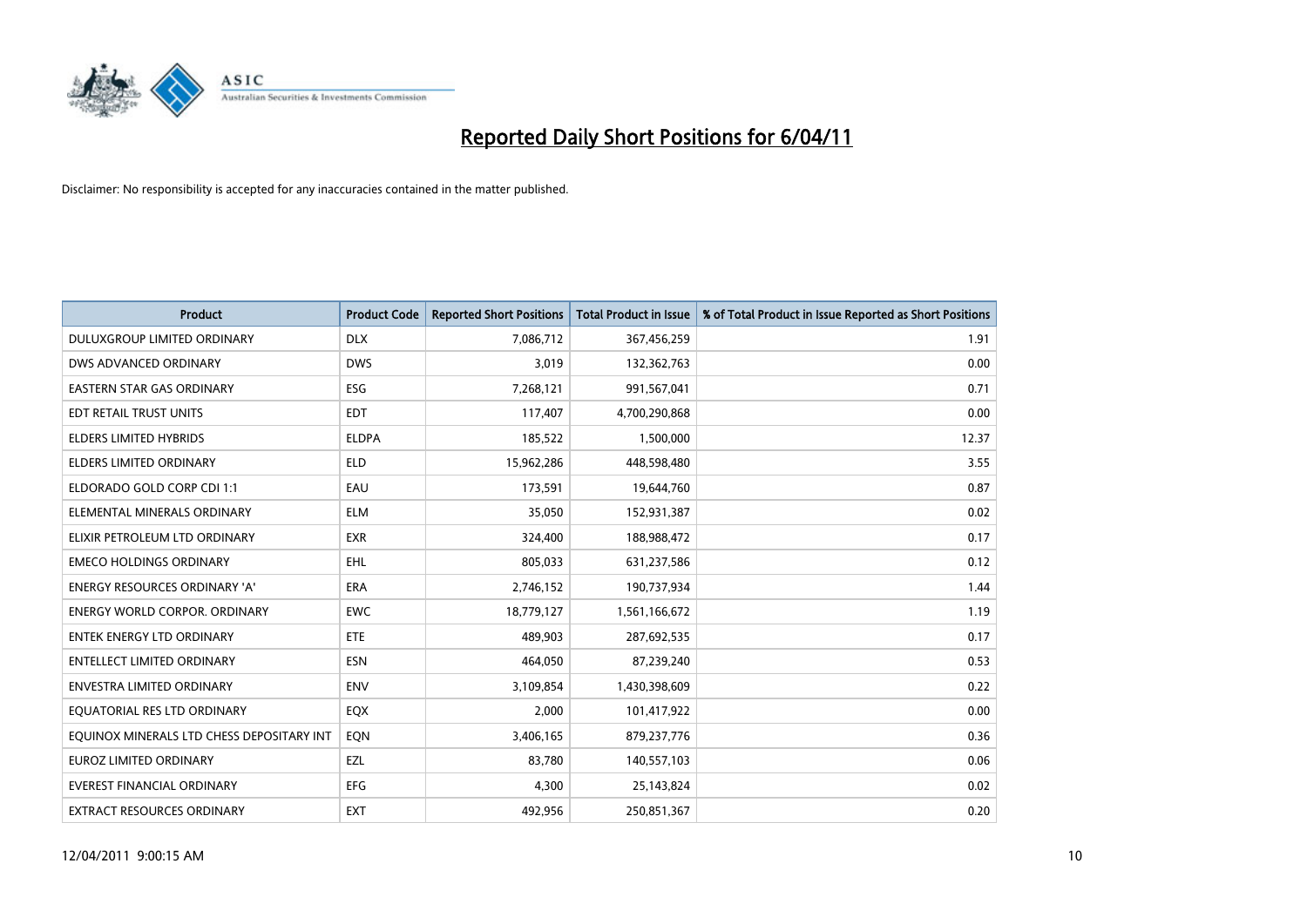# Reported Daily Short Positions for 6/04/11

Disclaimer: No responsibility is accepted for any inaccuracies contained in the matter published.

| Product | Product Code | Reported Short Positions | Total Product in Issue | % of Total Product in Issue Reported as Short Positions |
|---|---|---|---|---|
| DULUXGROUP LIMITED ORDINARY | DLX | 7,086,712 | 367,456,259 | 1.91 |
| DWS ADVANCED ORDINARY | DWS | 3,019 | 132,362,763 | 0.00 |
| EASTERN STAR GAS ORDINARY | ESG | 7,268,121 | 991,567,041 | 0.71 |
| EDT RETAIL TRUST UNITS | EDT | 117,407 | 4,700,290,868 | 0.00 |
| ELDERS LIMITED HYBRIDS | ELDPA | 185,522 | 1,500,000 | 12.37 |
| ELDERS LIMITED ORDINARY | ELD | 15,962,286 | 448,598,480 | 3.55 |
| ELDORADO GOLD CORP CDI 1:1 | EAU | 173,591 | 19,644,760 | 0.87 |
| ELEMENTAL MINERALS ORDINARY | ELM | 35,050 | 152,931,387 | 0.02 |
| ELIXIR PETROLEUM LTD ORDINARY | EXR | 324,400 | 188,988,472 | 0.17 |
| EMECO HOLDINGS ORDINARY | EHL | 805,033 | 631,237,586 | 0.12 |
| ENERGY RESOURCES ORDINARY 'A' | ERA | 2,746,152 | 190,737,934 | 1.44 |
| ENERGY WORLD CORPOR. ORDINARY | EWC | 18,779,127 | 1,561,166,672 | 1.19 |
| ENTEK ENERGY LTD ORDINARY | ETE | 489,903 | 287,692,535 | 0.17 |
| ENTELLECT LIMITED ORDINARY | ESN | 464,050 | 87,239,240 | 0.53 |
| ENVESTRA LIMITED ORDINARY | ENV | 3,109,854 | 1,430,398,609 | 0.22 |
| EQUATORIAL RES LTD ORDINARY | EQX | 2,000 | 101,417,922 | 0.00 |
| EQUINOX MINERALS LTD CHESS DEPOSITARY INT | EQN | 3,406,165 | 879,237,776 | 0.36 |
| EUROZ LIMITED ORDINARY | EZL | 83,780 | 140,557,103 | 0.06 |
| EVEREST FINANCIAL ORDINARY | EFG | 4,300 | 25,143,824 | 0.02 |
| EXTRACT RESOURCES ORDINARY | EXT | 492,956 | 250,851,367 | 0.20 |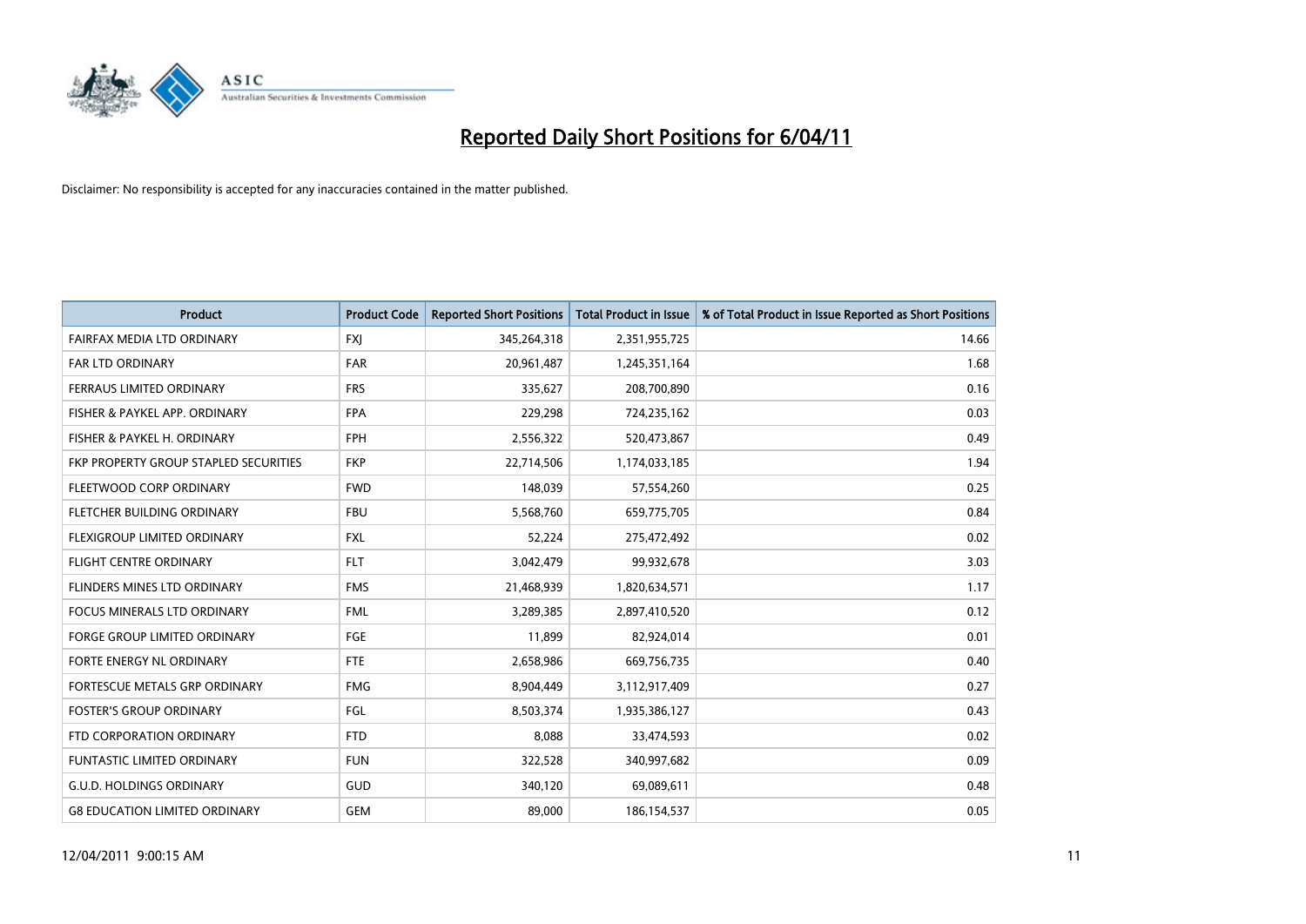# Reported Daily Short Positions for 6/04/11

Disclaimer: No responsibility is accepted for any inaccuracies contained in the matter published.

| Product | Product Code | Reported Short Positions | Total Product in Issue | % of Total Product in Issue Reported as Short Positions |
|---|---|---|---|---|
| FAIRFAX MEDIA LTD ORDINARY | FXJ | 345,264,318 | 2,351,955,725 | 14.66 |
| FAR LTD ORDINARY | FAR | 20,961,487 | 1,245,351,164 | 1.68 |
| FERRAUS LIMITED ORDINARY | FRS | 335,627 | 208,700,890 | 0.16 |
| FISHER & PAYKEL APP. ORDINARY | FPA | 229,298 | 724,235,162 | 0.03 |
| FISHER & PAYKEL H. ORDINARY | FPH | 2,556,322 | 520,473,867 | 0.49 |
| FKP PROPERTY GROUP STAPLED SECURITIES | FKP | 22,714,506 | 1,174,033,185 | 1.94 |
| FLEETWOOD CORP ORDINARY | FWD | 148,039 | 57,554,260 | 0.25 |
| FLETCHER BUILDING ORDINARY | FBU | 5,568,760 | 659,775,705 | 0.84 |
| FLEXIGROUP LIMITED ORDINARY | FXL | 52,224 | 275,472,492 | 0.02 |
| FLIGHT CENTRE ORDINARY | FLT | 3,042,479 | 99,932,678 | 3.03 |
| FLINDERS MINES LTD ORDINARY | FMS | 21,468,939 | 1,820,634,571 | 1.17 |
| FOCUS MINERALS LTD ORDINARY | FML | 3,289,385 | 2,897,410,520 | 0.12 |
| FORGE GROUP LIMITED ORDINARY | FGE | 11,899 | 82,924,014 | 0.01 |
| FORTE ENERGY NL ORDINARY | FTE | 2,658,986 | 669,756,735 | 0.40 |
| FORTESCUE METALS GRP ORDINARY | FMG | 8,904,449 | 3,112,917,409 | 0.27 |
| FOSTER'S GROUP ORDINARY | FGL | 8,503,374 | 1,935,386,127 | 0.43 |
| FTD CORPORATION ORDINARY | FTD | 8,088 | 33,474,593 | 0.02 |
| FUNTASTIC LIMITED ORDINARY | FUN | 322,528 | 340,997,682 | 0.09 |
| G.U.D. HOLDINGS ORDINARY | GUD | 340,120 | 69,089,611 | 0.48 |
| G8 EDUCATION LIMITED ORDINARY | GEM | 89,000 | 186,154,537 | 0.05 |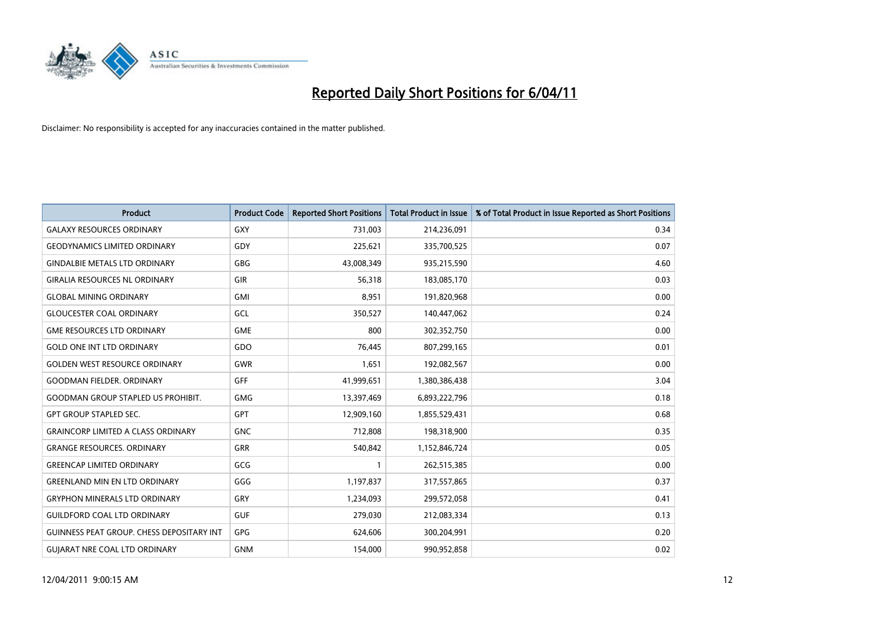# Reported Daily Short Positions for 6/04/11

Disclaimer: No responsibility is accepted for any inaccuracies contained in the matter published.

| Product | Product Code | Reported Short Positions | Total Product in Issue | % of Total Product in Issue Reported as Short Positions |
|---|---|---|---|---|
| GALAXY RESOURCES ORDINARY | GXY | 731,003 | 214,236,091 | 0.34 |
| GEODYNAMICS LIMITED ORDINARY | GDY | 225,621 | 335,700,525 | 0.07 |
| GINDALBIE METALS LTD ORDINARY | GBG | 43,008,349 | 935,215,590 | 4.60 |
| GIRALIA RESOURCES NL ORDINARY | GIR | 56,318 | 183,085,170 | 0.03 |
| GLOBAL MINING ORDINARY | GMI | 8,951 | 191,820,968 | 0.00 |
| GLOUCESTER COAL ORDINARY | GCL | 350,527 | 140,447,062 | 0.24 |
| GME RESOURCES LTD ORDINARY | GME | 800 | 302,352,750 | 0.00 |
| GOLD ONE INT LTD ORDINARY | GDO | 76,445 | 807,299,165 | 0.01 |
| GOLDEN WEST RESOURCE ORDINARY | GWR | 1,651 | 192,082,567 | 0.00 |
| GOODMAN FIELDER. ORDINARY | GFF | 41,999,651 | 1,380,386,438 | 3.04 |
| GOODMAN GROUP STAPLED US PROHIBIT. | GMG | 13,397,469 | 6,893,222,796 | 0.18 |
| GPT GROUP STAPLED SEC. | GPT | 12,909,160 | 1,855,529,431 | 0.68 |
| GRAINCORP LIMITED A CLASS ORDINARY | GNC | 712,808 | 198,318,900 | 0.35 |
| GRANGE RESOURCES. ORDINARY | GRR | 540,842 | 1,152,846,724 | 0.05 |
| GREENCAP LIMITED ORDINARY | GCG | 1 | 262,515,385 | 0.00 |
| GREENLAND MIN EN LTD ORDINARY | GGG | 1,197,837 | 317,557,865 | 0.37 |
| GRYPHON MINERALS LTD ORDINARY | GRY | 1,234,093 | 299,572,058 | 0.41 |
| GUILDFORD COAL LTD ORDINARY | GUF | 279,030 | 212,083,334 | 0.13 |
| GUINNESS PEAT GROUP. CHESS DEPOSITARY INT | GPG | 624,606 | 300,204,991 | 0.20 |
| GUJARAT NRE COAL LTD ORDINARY | GNM | 154,000 | 990,952,858 | 0.02 |

12/04/2011 9:00:15 AM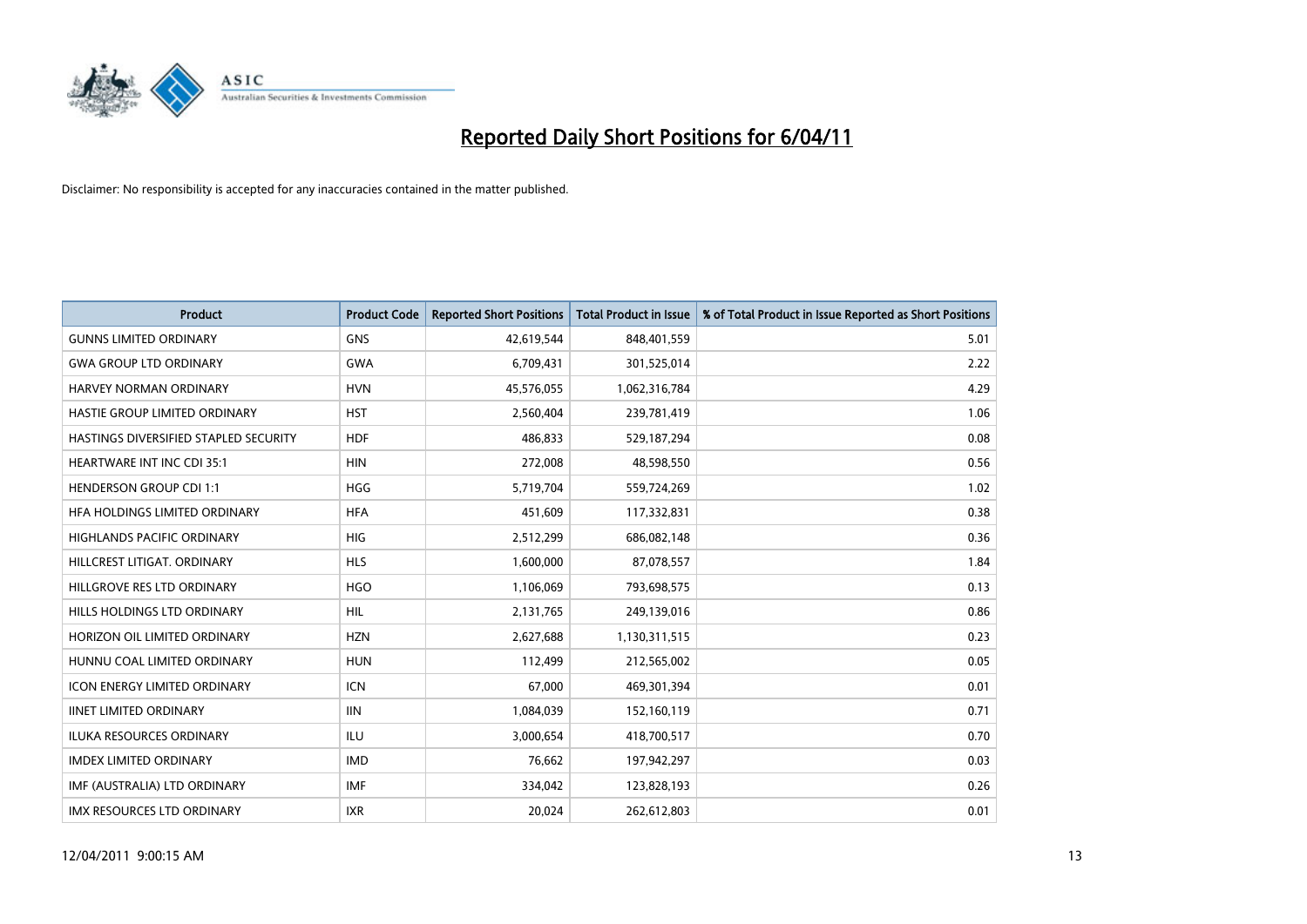# Reported Daily Short Positions for 6/04/11

Disclaimer: No responsibility is accepted for any inaccuracies contained in the matter published.

| Product | Product Code | Reported Short Positions | Total Product in Issue | % of Total Product in Issue Reported as Short Positions |
|---|---|---|---|---|
| GUNNS LIMITED ORDINARY | GNS | 42,619,544 | 848,401,559 | 5.01 |
| GWA GROUP LTD ORDINARY | GWA | 6,709,431 | 301,525,014 | 2.22 |
| HARVEY NORMAN ORDINARY | HVN | 45,576,055 | 1,062,316,784 | 4.29 |
| HASTIE GROUP LIMITED ORDINARY | HST | 2,560,404 | 239,781,419 | 1.06 |
| HASTINGS DIVERSIFIED STAPLED SECURITY | HDF | 486,833 | 529,187,294 | 0.08 |
| HEARTWARE INT INC CDI 35:1 | HIN | 272,008 | 48,598,550 | 0.56 |
| HENDERSON GROUP CDI 1:1 | HGG | 5,719,704 | 559,724,269 | 1.02 |
| HFA HOLDINGS LIMITED ORDINARY | HFA | 451,609 | 117,332,831 | 0.38 |
| HIGHLANDS PACIFIC ORDINARY | HIG | 2,512,299 | 686,082,148 | 0.36 |
| HILLCREST LITIGAT. ORDINARY | HLS | 1,600,000 | 87,078,557 | 1.84 |
| HILLGROVE RES LTD ORDINARY | HGO | 1,106,069 | 793,698,575 | 0.13 |
| HILLS HOLDINGS LTD ORDINARY | HIL | 2,131,765 | 249,139,016 | 0.86 |
| HORIZON OIL LIMITED ORDINARY | HZN | 2,627,688 | 1,130,311,515 | 0.23 |
| HUNNU COAL LIMITED ORDINARY | HUN | 112,499 | 212,565,002 | 0.05 |
| ICON ENERGY LIMITED ORDINARY | ICN | 67,000 | 469,301,394 | 0.01 |
| IINET LIMITED ORDINARY | IIN | 1,084,039 | 152,160,119 | 0.71 |
| ILUKA RESOURCES ORDINARY | ILU | 3,000,654 | 418,700,517 | 0.70 |
| IMDEX LIMITED ORDINARY | IMD | 76,662 | 197,942,297 | 0.03 |
| IMF (AUSTRALIA) LTD ORDINARY | IMF | 334,042 | 123,828,193 | 0.26 |
| IMX RESOURCES LTD ORDINARY | IXR | 20,024 | 262,612,803 | 0.01 |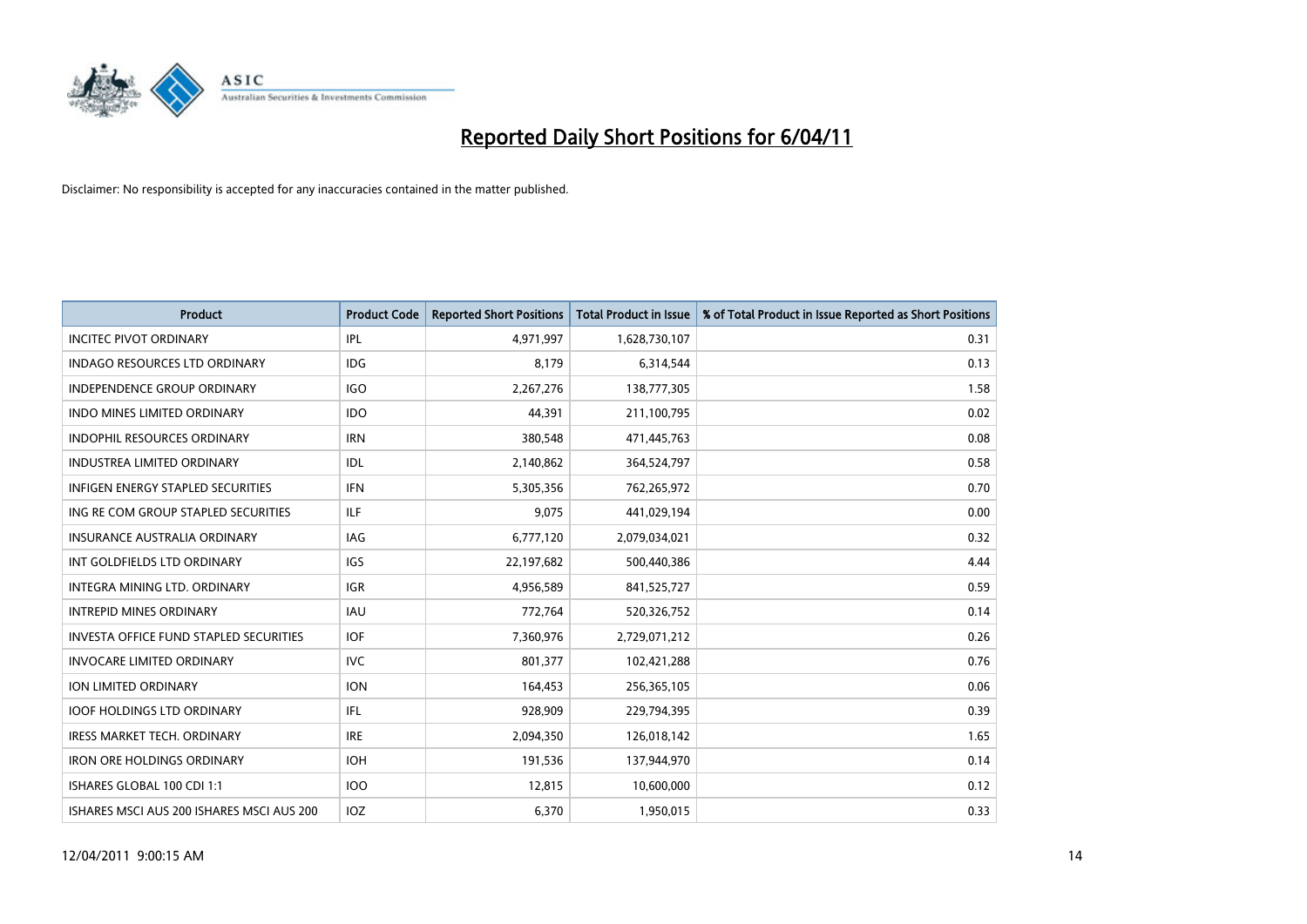# Reported Daily Short Positions for 6/04/11

Disclaimer: No responsibility is accepted for any inaccuracies contained in the matter published.

| Product | Product Code | Reported Short Positions | Total Product in Issue | % of Total Product in Issue Reported as Short Positions |
|---|---|---|---|---|
| INCITEC PIVOT ORDINARY | IPL | 4,971,997 | 1,628,730,107 | 0.31 |
| INDAGO RESOURCES LTD ORDINARY | IDG | 8,179 | 6,314,544 | 0.13 |
| INDEPENDENCE GROUP ORDINARY | IGO | 2,267,276 | 138,777,305 | 1.58 |
| INDO MINES LIMITED ORDINARY | IDO | 44,391 | 211,100,795 | 0.02 |
| INDOPHIL RESOURCES ORDINARY | IRN | 380,548 | 471,445,763 | 0.08 |
| INDUSTREA LIMITED ORDINARY | IDL | 2,140,862 | 364,524,797 | 0.58 |
| INFIGEN ENERGY STAPLED SECURITIES | IFN | 5,305,356 | 762,265,972 | 0.70 |
| ING RE COM GROUP STAPLED SECURITIES | ILF | 9,075 | 441,029,194 | 0.00 |
| INSURANCE AUSTRALIA ORDINARY | IAG | 6,777,120 | 2,079,034,021 | 0.32 |
| INT GOLDFIELDS LTD ORDINARY | IGS | 22,197,682 | 500,440,386 | 4.44 |
| INTEGRA MINING LTD. ORDINARY | IGR | 4,956,589 | 841,525,727 | 0.59 |
| INTREPID MINES ORDINARY | IAU | 772,764 | 520,326,752 | 0.14 |
| INVESTA OFFICE FUND STAPLED SECURITIES | IOF | 7,360,976 | 2,729,071,212 | 0.26 |
| INVOCARE LIMITED ORDINARY | IVC | 801,377 | 102,421,288 | 0.76 |
| ION LIMITED ORDINARY | ION | 164,453 | 256,365,105 | 0.06 |
| IOOF HOLDINGS LTD ORDINARY | IFL | 928,909 | 229,794,395 | 0.39 |
| IRESS MARKET TECH. ORDINARY | IRE | 2,094,350 | 126,018,142 | 1.65 |
| IRON ORE HOLDINGS ORDINARY | IOH | 191,536 | 137,944,970 | 0.14 |
| ISHARES GLOBAL 100 CDI 1:1 | IOO | 12,815 | 10,600,000 | 0.12 |
| ISHARES MSCI AUS 200 ISHARES MSCI AUS 200 | IOZ | 6,370 | 1,950,015 | 0.33 |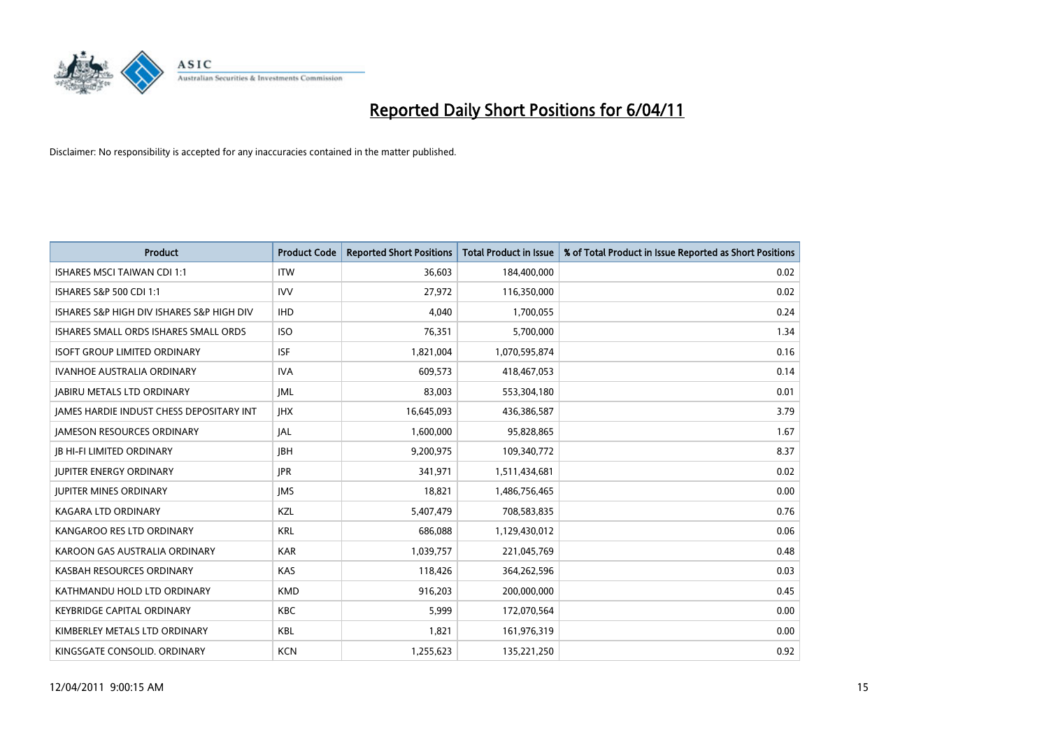# Reported Daily Short Positions for 6/04/11

Disclaimer: No responsibility is accepted for any inaccuracies contained in the matter published.

| Product | Product Code | Reported Short Positions | Total Product in Issue | % of Total Product in Issue Reported as Short Positions |
|---|---|---|---|---|
| ISHARES MSCI TAIWAN CDI 1:1 | ITW | 36,603 | 184,400,000 | 0.02 |
| ISHARES S&P 500 CDI 1:1 | IVV | 27,972 | 116,350,000 | 0.02 |
| ISHARES S&P HIGH DIV ISHARES S&P HIGH DIV | IHD | 4,040 | 1,700,055 | 0.24 |
| ISHARES SMALL ORDS ISHARES SMALL ORDS | ISO | 76,351 | 5,700,000 | 1.34 |
| ISOFT GROUP LIMITED ORDINARY | ISF | 1,821,004 | 1,070,595,874 | 0.16 |
| IVANHOE AUSTRALIA ORDINARY | IVA | 609,573 | 418,467,053 | 0.14 |
| JABIRU METALS LTD ORDINARY | JML | 83,003 | 553,304,180 | 0.01 |
| JAMES HARDIE INDUST CHESS DEPOSITARY INT | JHX | 16,645,093 | 436,386,587 | 3.79 |
| JAMESON RESOURCES ORDINARY | JAL | 1,600,000 | 95,828,865 | 1.67 |
| JB HI-FI LIMITED ORDINARY | JBH | 9,200,975 | 109,340,772 | 8.37 |
| JUPITER ENERGY ORDINARY | JPR | 341,971 | 1,511,434,681 | 0.02 |
| JUPITER MINES ORDINARY | JMS | 18,821 | 1,486,756,465 | 0.00 |
| KAGARA LTD ORDINARY | KZL | 5,407,479 | 708,583,835 | 0.76 |
| KANGAROO RES LTD ORDINARY | KRL | 686,088 | 1,129,430,012 | 0.06 |
| KAROON GAS AUSTRALIA ORDINARY | KAR | 1,039,757 | 221,045,769 | 0.48 |
| KASBAH RESOURCES ORDINARY | KAS | 118,426 | 364,262,596 | 0.03 |
| KATHMANDU HOLD LTD ORDINARY | KMD | 916,203 | 200,000,000 | 0.45 |
| KEYBRIDGE CAPITAL ORDINARY | KBC | 5,999 | 172,070,564 | 0.00 |
| KIMBERLEY METALS LTD ORDINARY | KBL | 1,821 | 161,976,319 | 0.00 |
| KINGSGATE CONSOLID. ORDINARY | KCN | 1,255,623 | 135,221,250 | 0.92 |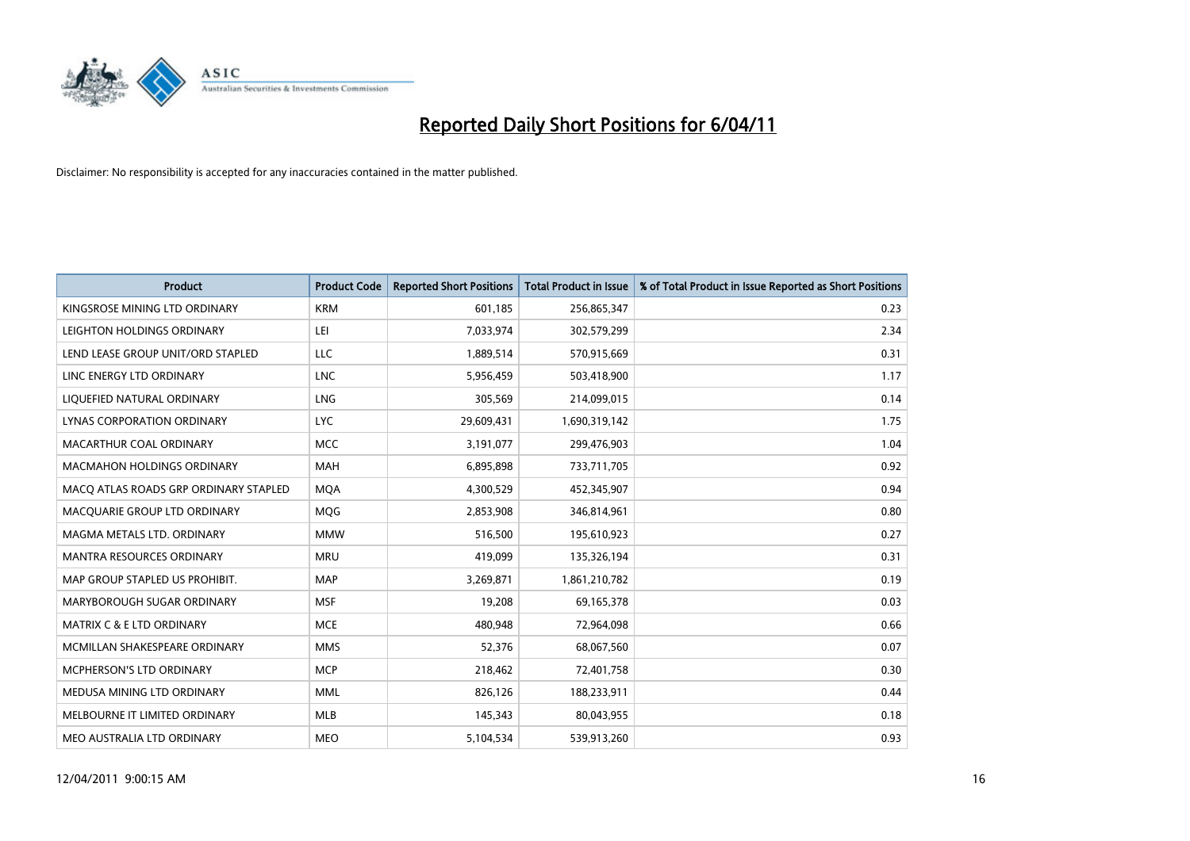# Reported Daily Short Positions for 6/04/11

Disclaimer: No responsibility is accepted for any inaccuracies contained in the matter published.

| Product | Product Code | Reported Short Positions | Total Product in Issue | % of Total Product in Issue Reported as Short Positions |
|---|---|---|---|---|
| KINGSROSE MINING LTD ORDINARY | KRM | 601,185 | 256,865,347 | 0.23 |
| LEIGHTON HOLDINGS ORDINARY | LEI | 7,033,974 | 302,579,299 | 2.34 |
| LEND LEASE GROUP UNIT/ORD STAPLED | LLC | 1,889,514 | 570,915,669 | 0.31 |
| LINC ENERGY LTD ORDINARY | LNC | 5,956,459 | 503,418,900 | 1.17 |
| LIQUEFIED NATURAL ORDINARY | LNG | 305,569 | 214,099,015 | 0.14 |
| LYNAS CORPORATION ORDINARY | LYC | 29,609,431 | 1,690,319,142 | 1.75 |
| MACARTHUR COAL ORDINARY | MCC | 3,191,077 | 299,476,903 | 1.04 |
| MACMAHON HOLDINGS ORDINARY | MAH | 6,895,898 | 733,711,705 | 0.92 |
| MACQ ATLAS ROADS GRP ORDINARY STAPLED | MQA | 4,300,529 | 452,345,907 | 0.94 |
| MACQUARIE GROUP LTD ORDINARY | MQG | 2,853,908 | 346,814,961 | 0.80 |
| MAGMA METALS LTD. ORDINARY | MMW | 516,500 | 195,610,923 | 0.27 |
| MANTRA RESOURCES ORDINARY | MRU | 419,099 | 135,326,194 | 0.31 |
| MAP GROUP STAPLED US PROHIBIT. | MAP | 3,269,871 | 1,861,210,782 | 0.19 |
| MARYBOROUGH SUGAR ORDINARY | MSF | 19,208 | 69,165,378 | 0.03 |
| MATRIX C & E LTD ORDINARY | MCE | 480,948 | 72,964,098 | 0.66 |
| MCMILLAN SHAKESPEARE ORDINARY | MMS | 52,376 | 68,067,560 | 0.07 |
| MCPHERSON'S LTD ORDINARY | MCP | 218,462 | 72,401,758 | 0.30 |
| MEDUSA MINING LTD ORDINARY | MML | 826,126 | 188,233,911 | 0.44 |
| MELBOURNE IT LIMITED ORDINARY | MLB | 145,343 | 80,043,955 | 0.18 |
| MEO AUSTRALIA LTD ORDINARY | MEO | 5,104,534 | 539,913,260 | 0.93 |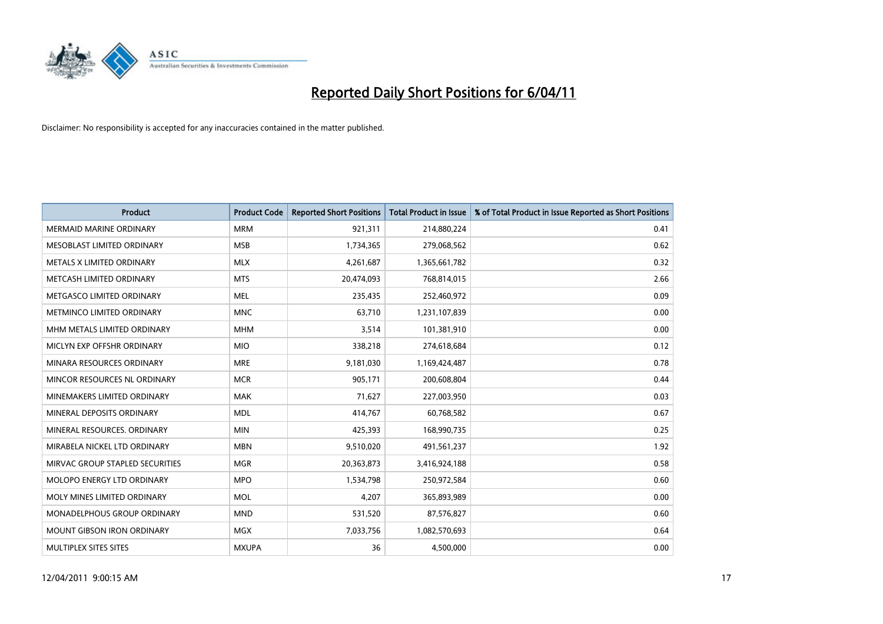# Reported Daily Short Positions for 6/04/11

Disclaimer: No responsibility is accepted for any inaccuracies contained in the matter published.

| Product | Product Code | Reported Short Positions | Total Product in Issue | % of Total Product in Issue Reported as Short Positions |
|---|---|---|---|---|
| MERMAID MARINE ORDINARY | MRM | 921,311 | 214,880,224 | 0.41 |
| MESOBLAST LIMITED ORDINARY | MSB | 1,734,365 | 279,068,562 | 0.62 |
| METALS X LIMITED ORDINARY | MLX | 4,261,687 | 1,365,661,782 | 0.32 |
| METCASH LIMITED ORDINARY | MTS | 20,474,093 | 768,814,015 | 2.66 |
| METGASCO LIMITED ORDINARY | MEL | 235,435 | 252,460,972 | 0.09 |
| METMINCO LIMITED ORDINARY | MNC | 63,710 | 1,231,107,839 | 0.00 |
| MHM METALS LIMITED ORDINARY | MHM | 3,514 | 101,381,910 | 0.00 |
| MICLYN EXP OFFSHR ORDINARY | MIO | 338,218 | 274,618,684 | 0.12 |
| MINARA RESOURCES ORDINARY | MRE | 9,181,030 | 1,169,424,487 | 0.78 |
| MINCOR RESOURCES NL ORDINARY | MCR | 905,171 | 200,608,804 | 0.44 |
| MINEMAKERS LIMITED ORDINARY | MAK | 71,627 | 227,003,950 | 0.03 |
| MINERAL DEPOSITS ORDINARY | MDL | 414,767 | 60,768,582 | 0.67 |
| MINERAL RESOURCES. ORDINARY | MIN | 425,393 | 168,990,735 | 0.25 |
| MIRABELA NICKEL LTD ORDINARY | MBN | 9,510,020 | 491,561,237 | 1.92 |
| MIRVAC GROUP STAPLED SECURITIES | MGR | 20,363,873 | 3,416,924,188 | 0.58 |
| MOLOPO ENERGY LTD ORDINARY | MPO | 1,534,798 | 250,972,584 | 0.60 |
| MOLY MINES LIMITED ORDINARY | MOL | 4,207 | 365,893,989 | 0.00 |
| MONADELPHOUS GROUP ORDINARY | MND | 531,520 | 87,576,827 | 0.60 |
| MOUNT GIBSON IRON ORDINARY | MGX | 7,033,756 | 1,082,570,693 | 0.64 |
| MULTIPLEX SITES SITES | MXUPA | 36 | 4,500,000 | 0.00 |

12/04/2011 9:00:15 AM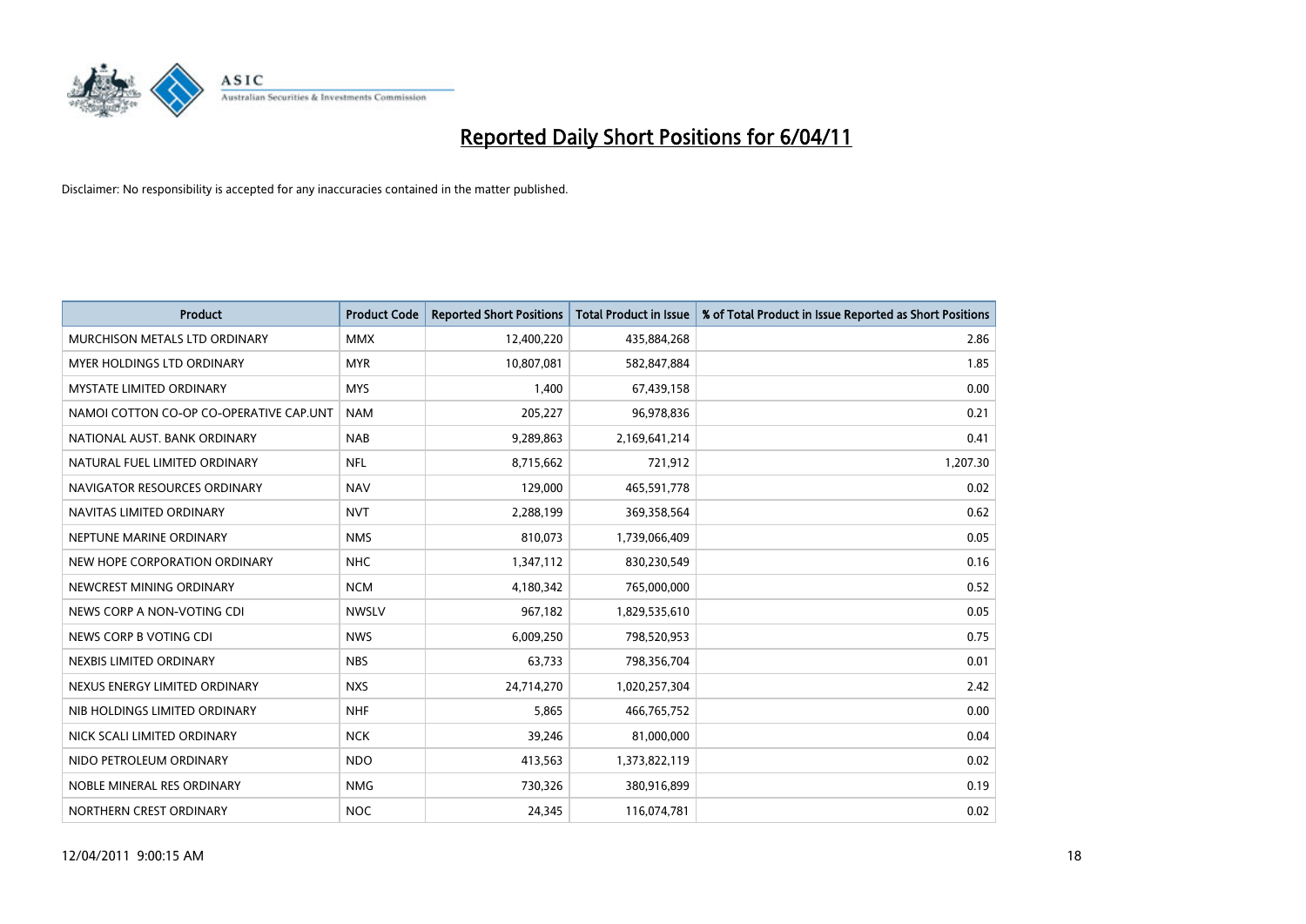# Reported Daily Short Positions for 6/04/11

Disclaimer: No responsibility is accepted for any inaccuracies contained in the matter published.

| Product | Product Code | Reported Short Positions | Total Product in Issue | % of Total Product in Issue Reported as Short Positions |
|---|---|---|---|---|
| MURCHISON METALS LTD ORDINARY | MMX | 12,400,220 | 435,884,268 | 2.86 |
| MYER HOLDINGS LTD ORDINARY | MYR | 10,807,081 | 582,847,884 | 1.85 |
| MYSTATE LIMITED ORDINARY | MYS | 1,400 | 67,439,158 | 0.00 |
| NAMOI COTTON CO-OP CO-OPERATIVE CAP.UNT | NAM | 205,227 | 96,978,836 | 0.21 |
| NATIONAL AUST. BANK ORDINARY | NAB | 9,289,863 | 2,169,641,214 | 0.41 |
| NATURAL FUEL LIMITED ORDINARY | NFL | 8,715,662 | 721,912 | 1,207.30 |
| NAVIGATOR RESOURCES ORDINARY | NAV | 129,000 | 465,591,778 | 0.02 |
| NAVITAS LIMITED ORDINARY | NVT | 2,288,199 | 369,358,564 | 0.62 |
| NEPTUNE MARINE ORDINARY | NMS | 810,073 | 1,739,066,409 | 0.05 |
| NEW HOPE CORPORATION ORDINARY | NHC | 1,347,112 | 830,230,549 | 0.16 |
| NEWCREST MINING ORDINARY | NCM | 4,180,342 | 765,000,000 | 0.52 |
| NEWS CORP A NON-VOTING CDI | NWSLV | 967,182 | 1,829,535,610 | 0.05 |
| NEWS CORP B VOTING CDI | NWS | 6,009,250 | 798,520,953 | 0.75 |
| NEXBIS LIMITED ORDINARY | NBS | 63,733 | 798,356,704 | 0.01 |
| NEXUS ENERGY LIMITED ORDINARY | NXS | 24,714,270 | 1,020,257,304 | 2.42 |
| NIB HOLDINGS LIMITED ORDINARY | NHF | 5,865 | 466,765,752 | 0.00 |
| NICK SCALI LIMITED ORDINARY | NCK | 39,246 | 81,000,000 | 0.04 |
| NIDO PETROLEUM ORDINARY | NDO | 413,563 | 1,373,822,119 | 0.02 |
| NOBLE MINERAL RES ORDINARY | NMG | 730,326 | 380,916,899 | 0.19 |
| NORTHERN CREST ORDINARY | NOC | 24,345 | 116,074,781 | 0.02 |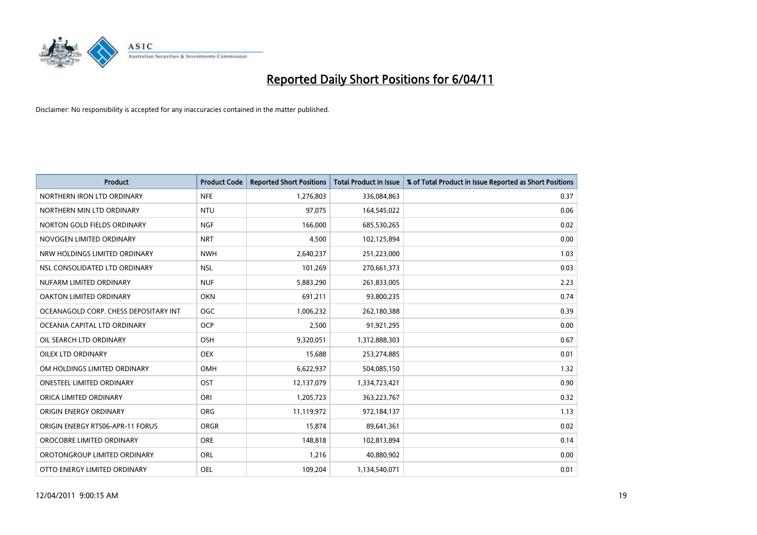# Reported Daily Short Positions for 6/04/11

Disclaimer: No responsibility is accepted for any inaccuracies contained in the matter published.

| Product | Product Code | Reported Short Positions | Total Product in Issue | % of Total Product in Issue Reported as Short Positions |
|---|---|---|---|---|
| NORTHERN IRON LTD ORDINARY | NFE | 1,276,803 | 336,084,863 | 0.37 |
| NORTHERN MIN LTD ORDINARY | NTU | 97,075 | 164,545,022 | 0.06 |
| NORTON GOLD FIELDS ORDINARY | NGF | 166,000 | 685,530,265 | 0.02 |
| NOVOGEN LIMITED ORDINARY | NRT | 4,500 | 102,125,894 | 0.00 |
| NRW HOLDINGS LIMITED ORDINARY | NWH | 2,640,237 | 251,223,000 | 1.03 |
| NSL CONSOLIDATED LTD ORDINARY | NSL | 101,269 | 270,661,373 | 0.03 |
| NUFARM LIMITED ORDINARY | NUF | 5,883,290 | 261,833,005 | 2.23 |
| OAKTON LIMITED ORDINARY | OKN | 691,211 | 93,800,235 | 0.74 |
| OCEANAGOLD CORP. CHESS DEPOSITARY INT | OGC | 1,006,232 | 262,180,388 | 0.39 |
| OCEANIA CAPITAL LTD ORDINARY | OCP | 2,500 | 91,921,295 | 0.00 |
| OIL SEARCH LTD ORDINARY | OSH | 9,320,051 | 1,312,888,303 | 0.67 |
| OILEX LTD ORDINARY | OEX | 15,688 | 253,274,885 | 0.01 |
| OM HOLDINGS LIMITED ORDINARY | OMH | 6,622,937 | 504,085,150 | 1.32 |
| ONESTEEL LIMITED ORDINARY | OST | 12,137,079 | 1,334,723,421 | 0.90 |
| ORICA LIMITED ORDINARY | ORI | 1,205,723 | 363,223,767 | 0.32 |
| ORIGIN ENERGY ORDINARY | ORG | 11,119,972 | 972,184,137 | 1.13 |
| ORIGIN ENERGY RTS06-APR-11 FORUS | ORGR | 15,874 | 89,641,361 | 0.02 |
| OROCOBRE LIMITED ORDINARY | ORE | 148,818 | 102,813,894 | 0.14 |
| OROTONGROUP LIMITED ORDINARY | ORL | 1,216 | 40,880,902 | 0.00 |
| OTTO ENERGY LIMITED ORDINARY | OEL | 109,204 | 1,134,540,071 | 0.01 |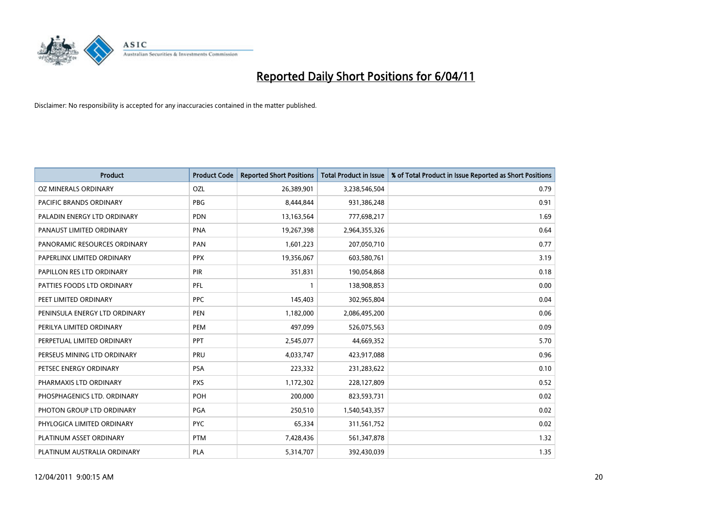# Reported Daily Short Positions for 6/04/11

Disclaimer: No responsibility is accepted for any inaccuracies contained in the matter published.

| Product | Product Code | Reported Short Positions | Total Product in Issue | % of Total Product in Issue Reported as Short Positions |
|---|---|---|---|---|
| OZ MINERALS ORDINARY | OZL | 26,389,901 | 3,238,546,504 | 0.79 |
| PACIFIC BRANDS ORDINARY | PBG | 8,444,844 | 931,386,248 | 0.91 |
| PALADIN ENERGY LTD ORDINARY | PDN | 13,163,564 | 777,698,217 | 1.69 |
| PANAUST LIMITED ORDINARY | PNA | 19,267,398 | 2,964,355,326 | 0.64 |
| PANORAMIC RESOURCES ORDINARY | PAN | 1,601,223 | 207,050,710 | 0.77 |
| PAPERLINX LIMITED ORDINARY | PPX | 19,356,067 | 603,580,761 | 3.19 |
| PAPILLON RES LTD ORDINARY | PIR | 351,831 | 190,054,868 | 0.18 |
| PATTIES FOODS LTD ORDINARY | PFL | 1 | 138,908,853 | 0.00 |
| PEET LIMITED ORDINARY | PPC | 145,403 | 302,965,804 | 0.04 |
| PENINSULA ENERGY LTD ORDINARY | PEN | 1,182,000 | 2,086,495,200 | 0.06 |
| PERILYA LIMITED ORDINARY | PEM | 497,099 | 526,075,563 | 0.09 |
| PERPETUAL LIMITED ORDINARY | PPT | 2,545,077 | 44,669,352 | 5.70 |
| PERSEUS MINING LTD ORDINARY | PRU | 4,033,747 | 423,917,088 | 0.96 |
| PETSEC ENERGY ORDINARY | PSA | 223,332 | 231,283,622 | 0.10 |
| PHARMAXIS LTD ORDINARY | PXS | 1,172,302 | 228,127,809 | 0.52 |
| PHOSPHAGENICS LTD. ORDINARY | POH | 200,000 | 823,593,731 | 0.02 |
| PHOTON GROUP LTD ORDINARY | PGA | 250,510 | 1,540,543,357 | 0.02 |
| PHYLOGICA LIMITED ORDINARY | PYC | 65,334 | 311,561,752 | 0.02 |
| PLATINUM ASSET ORDINARY | PTM | 7,428,436 | 561,347,878 | 1.32 |
| PLATINUM AUSTRALIA ORDINARY | PLA | 5,314,707 | 392,430,039 | 1.35 |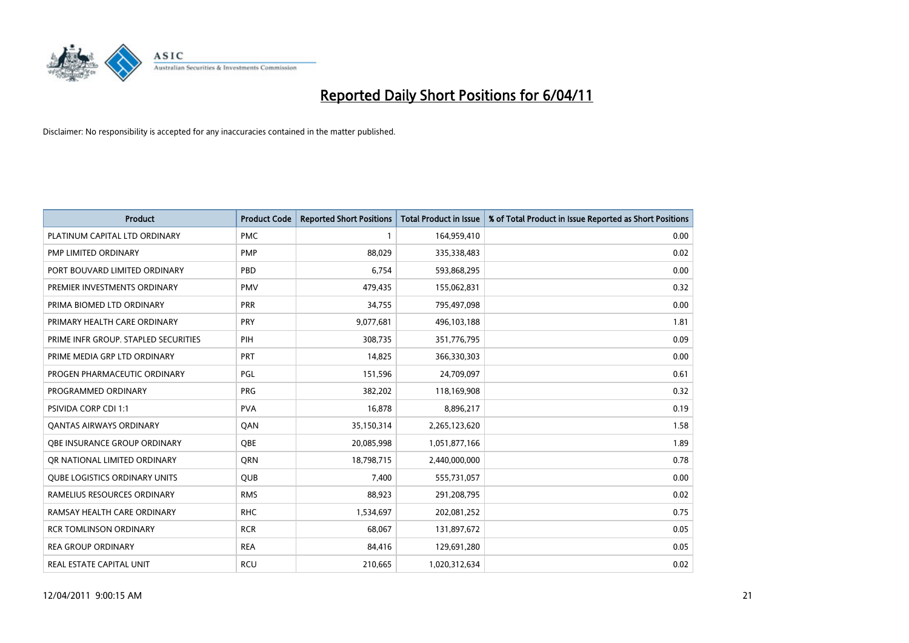# Reported Daily Short Positions for 6/04/11

Disclaimer: No responsibility is accepted for any inaccuracies contained in the matter published.

| Product | Product Code | Reported Short Positions | Total Product in Issue | % of Total Product in Issue Reported as Short Positions |
|---|---|---|---|---|
| PLATINUM CAPITAL LTD ORDINARY | PMC | 1 | 164,959,410 | 0.00 |
| PMP LIMITED ORDINARY | PMP | 88,029 | 335,338,483 | 0.02 |
| PORT BOUVARD LIMITED ORDINARY | PBD | 6,754 | 593,868,295 | 0.00 |
| PREMIER INVESTMENTS ORDINARY | PMV | 479,435 | 155,062,831 | 0.32 |
| PRIMA BIOMED LTD ORDINARY | PRR | 34,755 | 795,497,098 | 0.00 |
| PRIMARY HEALTH CARE ORDINARY | PRY | 9,077,681 | 496,103,188 | 1.81 |
| PRIME INFR GROUP. STAPLED SECURITIES | PIH | 308,735 | 351,776,795 | 0.09 |
| PRIME MEDIA GRP LTD ORDINARY | PRT | 14,825 | 366,330,303 | 0.00 |
| PROGEN PHARMACEUTIC ORDINARY | PGL | 151,596 | 24,709,097 | 0.61 |
| PROGRAMMED ORDINARY | PRG | 382,202 | 118,169,908 | 0.32 |
| PSIVIDA CORP CDI 1:1 | PVA | 16,878 | 8,896,217 | 0.19 |
| QANTAS AIRWAYS ORDINARY | QAN | 35,150,314 | 2,265,123,620 | 1.58 |
| QBE INSURANCE GROUP ORDINARY | QBE | 20,085,998 | 1,051,877,166 | 1.89 |
| QR NATIONAL LIMITED ORDINARY | QRN | 18,798,715 | 2,440,000,000 | 0.78 |
| QUBE LOGISTICS ORDINARY UNITS | QUB | 7,400 | 555,731,057 | 0.00 |
| RAMELIUS RESOURCES ORDINARY | RMS | 88,923 | 291,208,795 | 0.02 |
| RAMSAY HEALTH CARE ORDINARY | RHC | 1,534,697 | 202,081,252 | 0.75 |
| RCR TOMLINSON ORDINARY | RCR | 68,067 | 131,897,672 | 0.05 |
| REA GROUP ORDINARY | REA | 84,416 | 129,691,280 | 0.05 |
| REAL ESTATE CAPITAL UNIT | RCU | 210,665 | 1,020,312,634 | 0.02 |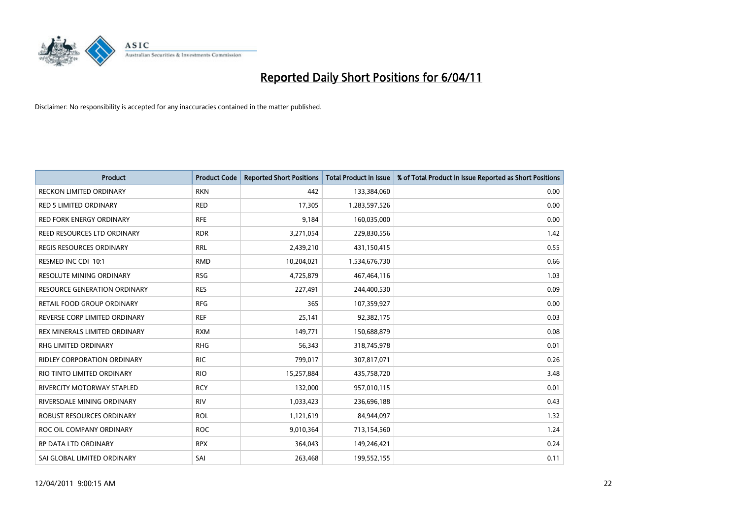# Reported Daily Short Positions for 6/04/11

Disclaimer: No responsibility is accepted for any inaccuracies contained in the matter published.

| Product | Product Code | Reported Short Positions | Total Product in Issue | % of Total Product in Issue Reported as Short Positions |
|---|---|---|---|---|
| RECKON LIMITED ORDINARY | RKN | 442 | 133,384,060 | 0.00 |
| RED 5 LIMITED ORDINARY | RED | 17,305 | 1,283,597,526 | 0.00 |
| RED FORK ENERGY ORDINARY | RFE | 9,184 | 160,035,000 | 0.00 |
| REED RESOURCES LTD ORDINARY | RDR | 3,271,054 | 229,830,556 | 1.42 |
| REGIS RESOURCES ORDINARY | RRL | 2,439,210 | 431,150,415 | 0.55 |
| RESMED INC CDI 10:1 | RMD | 10,204,021 | 1,534,676,730 | 0.66 |
| RESOLUTE MINING ORDINARY | RSG | 4,725,879 | 467,464,116 | 1.03 |
| RESOURCE GENERATION ORDINARY | RES | 227,491 | 244,400,530 | 0.09 |
| RETAIL FOOD GROUP ORDINARY | RFG | 365 | 107,359,927 | 0.00 |
| REVERSE CORP LIMITED ORDINARY | REF | 25,141 | 92,382,175 | 0.03 |
| REX MINERALS LIMITED ORDINARY | RXM | 149,771 | 150,688,879 | 0.08 |
| RHG LIMITED ORDINARY | RHG | 56,343 | 318,745,978 | 0.01 |
| RIDLEY CORPORATION ORDINARY | RIC | 799,017 | 307,817,071 | 0.26 |
| RIO TINTO LIMITED ORDINARY | RIO | 15,257,884 | 435,758,720 | 3.48 |
| RIVERCITY MOTORWAY STAPLED | RCY | 132,000 | 957,010,115 | 0.01 |
| RIVERSDALE MINING ORDINARY | RIV | 1,033,423 | 236,696,188 | 0.43 |
| ROBUST RESOURCES ORDINARY | ROL | 1,121,619 | 84,944,097 | 1.32 |
| ROC OIL COMPANY ORDINARY | ROC | 9,010,364 | 713,154,560 | 1.24 |
| RP DATA LTD ORDINARY | RPX | 364,043 | 149,246,421 | 0.24 |
| SAI GLOBAL LIMITED ORDINARY | SAI | 263,468 | 199,552,155 | 0.11 |

12/04/2011 9:00:15 AM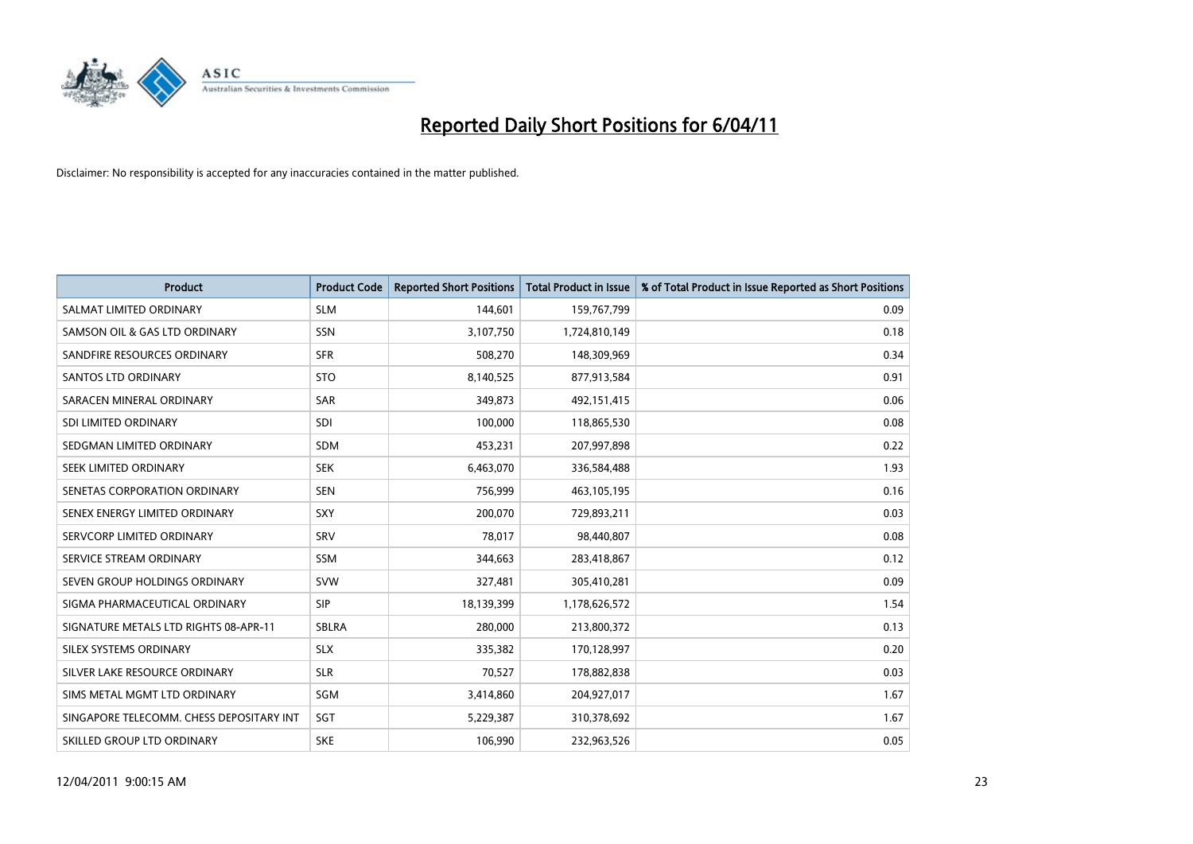# Reported Daily Short Positions for 6/04/11

Disclaimer: No responsibility is accepted for any inaccuracies contained in the matter published.

| Product | Product Code | Reported Short Positions | Total Product in Issue | % of Total Product in Issue Reported as Short Positions |
|---|---|---|---|---|
| SALMAT LIMITED ORDINARY | SLM | 144,601 | 159,767,799 | 0.09 |
| SAMSON OIL & GAS LTD ORDINARY | SSN | 3,107,750 | 1,724,810,149 | 0.18 |
| SANDFIRE RESOURCES ORDINARY | SFR | 508,270 | 148,309,969 | 0.34 |
| SANTOS LTD ORDINARY | STO | 8,140,525 | 877,913,584 | 0.91 |
| SARACEN MINERAL ORDINARY | SAR | 349,873 | 492,151,415 | 0.06 |
| SDI LIMITED ORDINARY | SDI | 100,000 | 118,865,530 | 0.08 |
| SEDGMAN LIMITED ORDINARY | SDM | 453,231 | 207,997,898 | 0.22 |
| SEEK LIMITED ORDINARY | SEK | 6,463,070 | 336,584,488 | 1.93 |
| SENETAS CORPORATION ORDINARY | SEN | 756,999 | 463,105,195 | 0.16 |
| SENEX ENERGY LIMITED ORDINARY | SXY | 200,070 | 729,893,211 | 0.03 |
| SERVCORP LIMITED ORDINARY | SRV | 78,017 | 98,440,807 | 0.08 |
| SERVICE STREAM ORDINARY | SSM | 344,663 | 283,418,867 | 0.12 |
| SEVEN GROUP HOLDINGS ORDINARY | SVW | 327,481 | 305,410,281 | 0.09 |
| SIGMA PHARMACEUTICAL ORDINARY | SIP | 18,139,399 | 1,178,626,572 | 1.54 |
| SIGNATURE METALS LTD RIGHTS 08-APR-11 | SBLRA | 280,000 | 213,800,372 | 0.13 |
| SILEX SYSTEMS ORDINARY | SLX | 335,382 | 170,128,997 | 0.20 |
| SILVER LAKE RESOURCE ORDINARY | SLR | 70,527 | 178,882,838 | 0.03 |
| SIMS METAL MGMT LTD ORDINARY | SGM | 3,414,860 | 204,927,017 | 1.67 |
| SINGAPORE TELECOMM. CHESS DEPOSITARY INT | SGT | 5,229,387 | 310,378,692 | 1.67 |
| SKILLED GROUP LTD ORDINARY | SKE | 106,990 | 232,963,526 | 0.05 |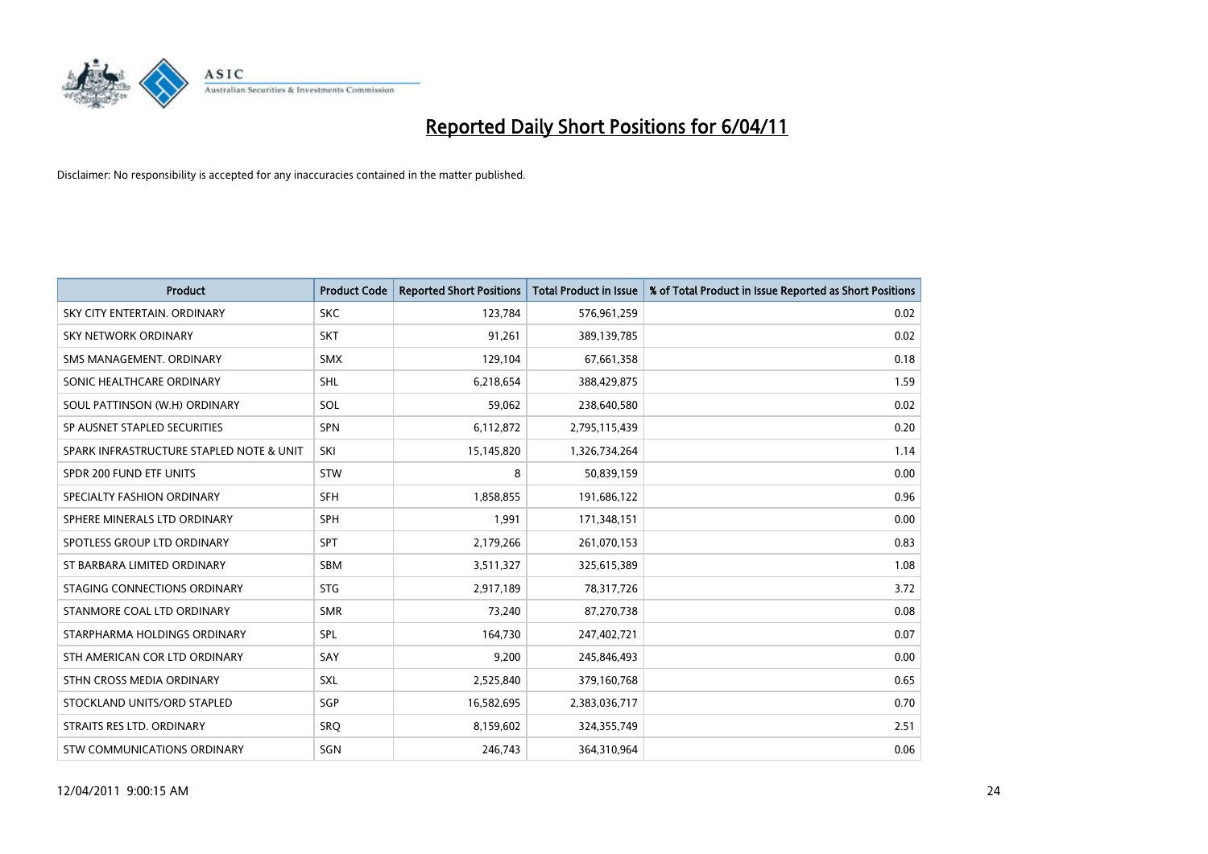# Reported Daily Short Positions for 6/04/11

Disclaimer: No responsibility is accepted for any inaccuracies contained in the matter published.

| Product | Product Code | Reported Short Positions | Total Product in Issue | % of Total Product in Issue Reported as Short Positions |
|---|---|---|---|---|
| SKY CITY ENTERTAIN. ORDINARY | SKC | 123,784 | 576,961,259 | 0.02 |
| SKY NETWORK ORDINARY | SKT | 91,261 | 389,139,785 | 0.02 |
| SMS MANAGEMENT. ORDINARY | SMX | 129,104 | 67,661,358 | 0.18 |
| SONIC HEALTHCARE ORDINARY | SHL | 6,218,654 | 388,429,875 | 1.59 |
| SOUL PATTINSON (W.H) ORDINARY | SOL | 59,062 | 238,640,580 | 0.02 |
| SP AUSNET STAPLED SECURITIES | SPN | 6,112,872 | 2,795,115,439 | 0.20 |
| SPARK INFRASTRUCTURE STAPLED NOTE & UNIT | SKI | 15,145,820 | 1,326,734,264 | 1.14 |
| SPDR 200 FUND ETF UNITS | STW | 8 | 50,839,159 | 0.00 |
| SPECIALTY FASHION ORDINARY | SFH | 1,858,855 | 191,686,122 | 0.96 |
| SPHERE MINERALS LTD ORDINARY | SPH | 1,991 | 171,348,151 | 0.00 |
| SPOTLESS GROUP LTD ORDINARY | SPT | 2,179,266 | 261,070,153 | 0.83 |
| ST BARBARA LIMITED ORDINARY | SBM | 3,511,327 | 325,615,389 | 1.08 |
| STAGING CONNECTIONS ORDINARY | STG | 2,917,189 | 78,317,726 | 3.72 |
| STANMORE COAL LTD ORDINARY | SMR | 73,240 | 87,270,738 | 0.08 |
| STARPHARMA HOLDINGS ORDINARY | SPL | 164,730 | 247,402,721 | 0.07 |
| STH AMERICAN COR LTD ORDINARY | SAY | 9,200 | 245,846,493 | 0.00 |
| STHN CROSS MEDIA ORDINARY | SXL | 2,525,840 | 379,160,768 | 0.65 |
| STOCKLAND UNITS/ORD STAPLED | SGP | 16,582,695 | 2,383,036,717 | 0.70 |
| STRAITS RES LTD. ORDINARY | SRQ | 8,159,602 | 324,355,749 | 2.51 |
| STW COMMUNICATIONS ORDINARY | SGN | 246,743 | 364,310,964 | 0.06 |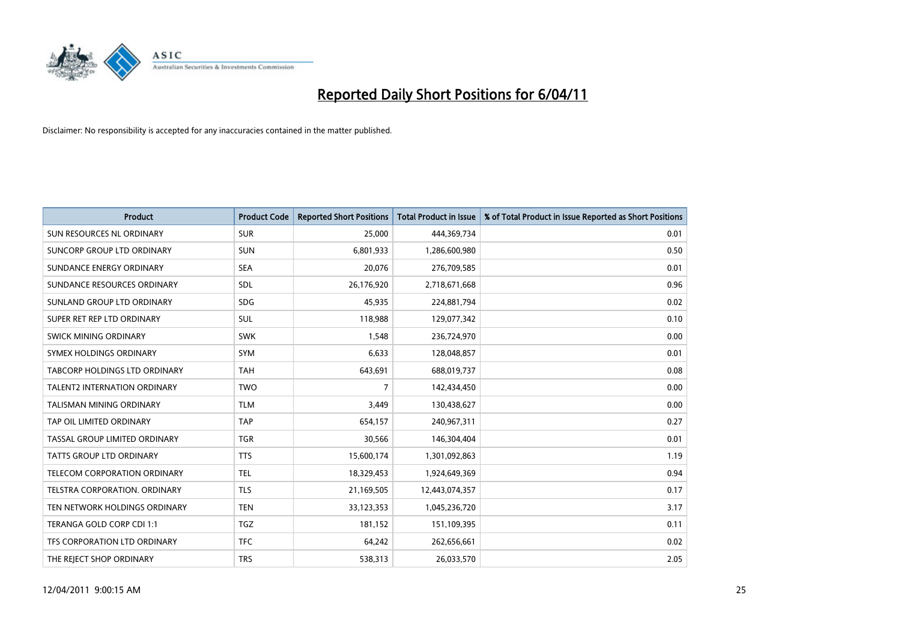# Reported Daily Short Positions for 6/04/11

Disclaimer: No responsibility is accepted for any inaccuracies contained in the matter published.

| Product | Product Code | Reported Short Positions | Total Product in Issue | % of Total Product in Issue Reported as Short Positions |
|---|---|---|---|---|
| SUN RESOURCES NL ORDINARY | SUR | 25,000 | 444,369,734 | 0.01 |
| SUNCORP GROUP LTD ORDINARY | SUN | 6,801,933 | 1,286,600,980 | 0.50 |
| SUNDANCE ENERGY ORDINARY | SEA | 20,076 | 276,709,585 | 0.01 |
| SUNDANCE RESOURCES ORDINARY | SDL | 26,176,920 | 2,718,671,668 | 0.96 |
| SUNLAND GROUP LTD ORDINARY | SDG | 45,935 | 224,881,794 | 0.02 |
| SUPER RET REP LTD ORDINARY | SUL | 118,988 | 129,077,342 | 0.10 |
| SWICK MINING ORDINARY | SWK | 1,548 | 236,724,970 | 0.00 |
| SYMEX HOLDINGS ORDINARY | SYM | 6,633 | 128,048,857 | 0.01 |
| TABCORP HOLDINGS LTD ORDINARY | TAH | 643,691 | 688,019,737 | 0.08 |
| TALENT2 INTERNATION ORDINARY | TWO | 7 | 142,434,450 | 0.00 |
| TALISMAN MINING ORDINARY | TLM | 3,449 | 130,438,627 | 0.00 |
| TAP OIL LIMITED ORDINARY | TAP | 654,157 | 240,967,311 | 0.27 |
| TASSAL GROUP LIMITED ORDINARY | TGR | 30,566 | 146,304,404 | 0.01 |
| TATTS GROUP LTD ORDINARY | TTS | 15,600,174 | 1,301,092,863 | 1.19 |
| TELECOM CORPORATION ORDINARY | TEL | 18,329,453 | 1,924,649,369 | 0.94 |
| TELSTRA CORPORATION. ORDINARY | TLS | 21,169,505 | 12,443,074,357 | 0.17 |
| TEN NETWORK HOLDINGS ORDINARY | TEN | 33,123,353 | 1,045,236,720 | 3.17 |
| TERANGA GOLD CORP CDI 1:1 | TGZ | 181,152 | 151,109,395 | 0.11 |
| TFS CORPORATION LTD ORDINARY | TFC | 64,242 | 262,656,661 | 0.02 |
| THE REJECT SHOP ORDINARY | TRS | 538,313 | 26,033,570 | 2.05 |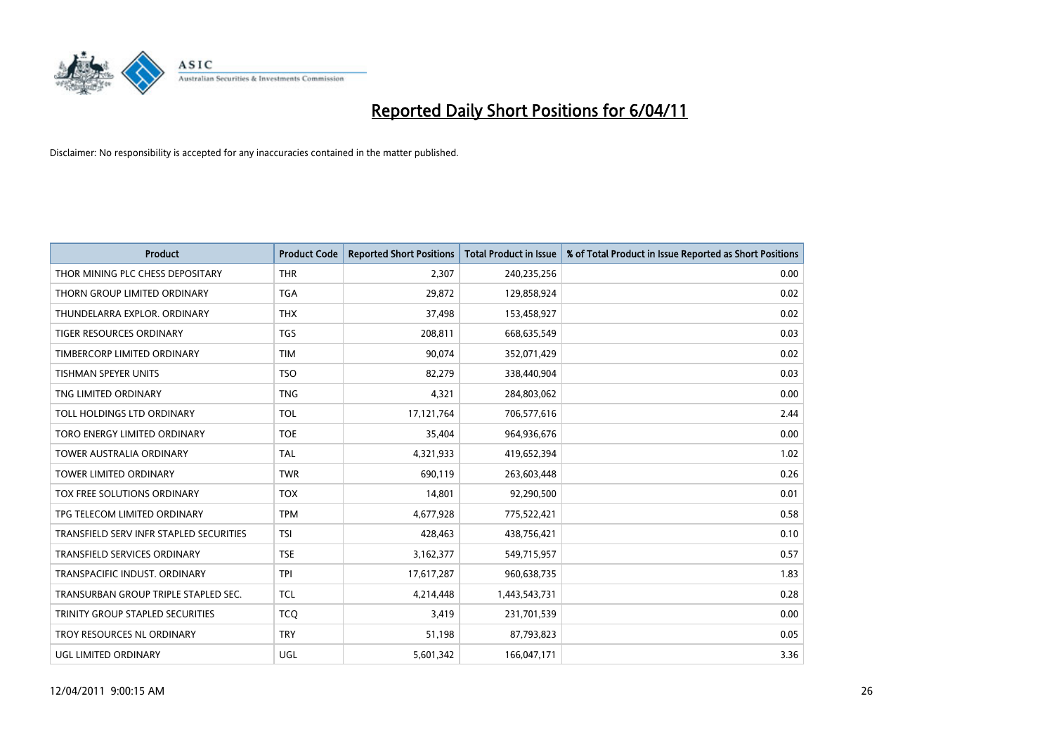# Reported Daily Short Positions for 6/04/11

Disclaimer: No responsibility is accepted for any inaccuracies contained in the matter published.

| Product | Product Code | Reported Short Positions | Total Product in Issue | % of Total Product in Issue Reported as Short Positions |
|---|---|---|---|---|
| THOR MINING PLC CHESS DEPOSITARY | THR | 2,307 | 240,235,256 | 0.00 |
| THORN GROUP LIMITED ORDINARY | TGA | 29,872 | 129,858,924 | 0.02 |
| THUNDELARRA EXPLOR. ORDINARY | THX | 37,498 | 153,458,927 | 0.02 |
| TIGER RESOURCES ORDINARY | TGS | 208,811 | 668,635,549 | 0.03 |
| TIMBERCORP LIMITED ORDINARY | TIM | 90,074 | 352,071,429 | 0.02 |
| TISHMAN SPEYER UNITS | TSO | 82,279 | 338,440,904 | 0.03 |
| TNG LIMITED ORDINARY | TNG | 4,321 | 284,803,062 | 0.00 |
| TOLL HOLDINGS LTD ORDINARY | TOL | 17,121,764 | 706,577,616 | 2.44 |
| TORO ENERGY LIMITED ORDINARY | TOE | 35,404 | 964,936,676 | 0.00 |
| TOWER AUSTRALIA ORDINARY | TAL | 4,321,933 | 419,652,394 | 1.02 |
| TOWER LIMITED ORDINARY | TWR | 690,119 | 263,603,448 | 0.26 |
| TOX FREE SOLUTIONS ORDINARY | TOX | 14,801 | 92,290,500 | 0.01 |
| TPG TELECOM LIMITED ORDINARY | TPM | 4,677,928 | 775,522,421 | 0.58 |
| TRANSFIELD SERV INFR STAPLED SECURITIES | TSI | 428,463 | 438,756,421 | 0.10 |
| TRANSFIELD SERVICES ORDINARY | TSE | 3,162,377 | 549,715,957 | 0.57 |
| TRANSPACIFIC INDUST. ORDINARY | TPI | 17,617,287 | 960,638,735 | 1.83 |
| TRANSURBAN GROUP TRIPLE STAPLED SEC. | TCL | 4,214,448 | 1,443,543,731 | 0.28 |
| TRINITY GROUP STAPLED SECURITIES | TCQ | 3,419 | 231,701,539 | 0.00 |
| TROY RESOURCES NL ORDINARY | TRY | 51,198 | 87,793,823 | 0.05 |
| UGL LIMITED ORDINARY | UGL | 5,601,342 | 166,047,171 | 3.36 |

12/04/2011 9:00:15 AM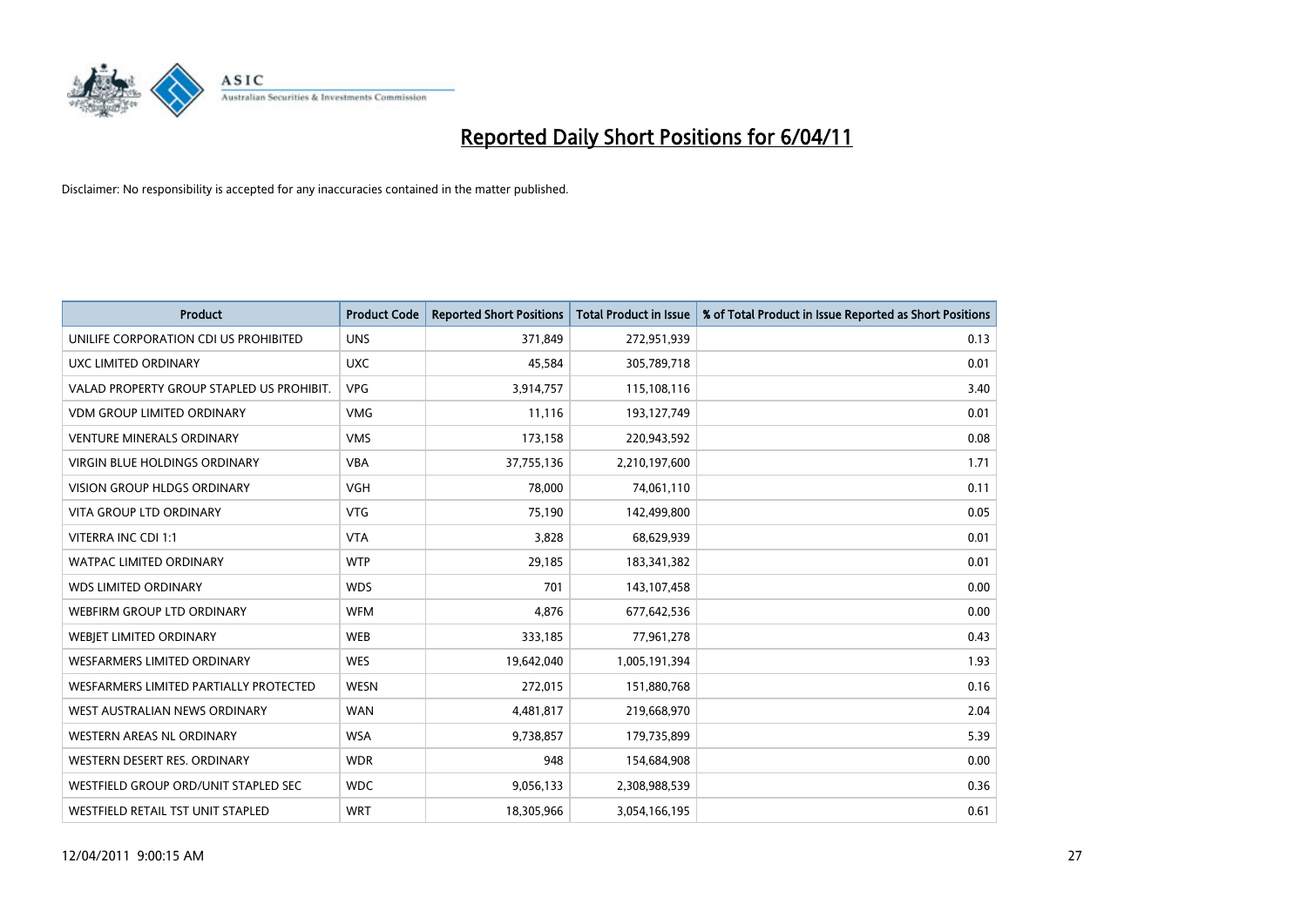# Reported Daily Short Positions for 6/04/11

Disclaimer: No responsibility is accepted for any inaccuracies contained in the matter published.

| Product | Product Code | Reported Short Positions | Total Product in Issue | % of Total Product in Issue Reported as Short Positions |
|---|---|---|---|---|
| UNILIFE CORPORATION CDI US PROHIBITED | UNS | 371,849 | 272,951,939 | 0.13 |
| UXC LIMITED ORDINARY | UXC | 45,584 | 305,789,718 | 0.01 |
| VALAD PROPERTY GROUP STAPLED US PROHIBIT. | VPG | 3,914,757 | 115,108,116 | 3.40 |
| VDM GROUP LIMITED ORDINARY | VMG | 11,116 | 193,127,749 | 0.01 |
| VENTURE MINERALS ORDINARY | VMS | 173,158 | 220,943,592 | 0.08 |
| VIRGIN BLUE HOLDINGS ORDINARY | VBA | 37,755,136 | 2,210,197,600 | 1.71 |
| VISION GROUP HLDGS ORDINARY | VGH | 78,000 | 74,061,110 | 0.11 |
| VITA GROUP LTD ORDINARY | VTG | 75,190 | 142,499,800 | 0.05 |
| VITERRA INC CDI 1:1 | VTA | 3,828 | 68,629,939 | 0.01 |
| WATPAC LIMITED ORDINARY | WTP | 29,185 | 183,341,382 | 0.01 |
| WDS LIMITED ORDINARY | WDS | 701 | 143,107,458 | 0.00 |
| WEBFIRM GROUP LTD ORDINARY | WFM | 4,876 | 677,642,536 | 0.00 |
| WEBJET LIMITED ORDINARY | WEB | 333,185 | 77,961,278 | 0.43 |
| WESFARMERS LIMITED ORDINARY | WES | 19,642,040 | 1,005,191,394 | 1.93 |
| WESFARMERS LIMITED PARTIALLY PROTECTED | WESN | 272,015 | 151,880,768 | 0.16 |
| WEST AUSTRALIAN NEWS ORDINARY | WAN | 4,481,817 | 219,668,970 | 2.04 |
| WESTERN AREAS NL ORDINARY | WSA | 9,738,857 | 179,735,899 | 5.39 |
| WESTERN DESERT RES. ORDINARY | WDR | 948 | 154,684,908 | 0.00 |
| WESTFIELD GROUP ORD/UNIT STAPLED SEC | WDC | 9,056,133 | 2,308,988,539 | 0.36 |
| WESTFIELD RETAIL TST UNIT STAPLED | WRT | 18,305,966 | 3,054,166,195 | 0.61 |

12/04/2011 9:00:15 AM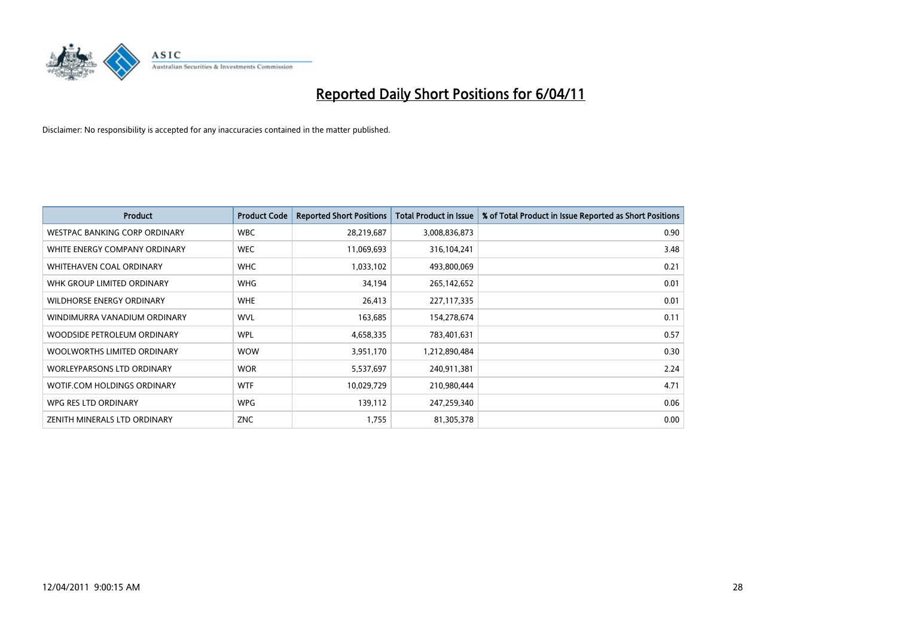# Reported Daily Short Positions for 6/04/11

Disclaimer: No responsibility is accepted for any inaccuracies contained in the matter published.

| Product | Product Code | Reported Short Positions | Total Product in Issue | % of Total Product in Issue Reported as Short Positions |
|---|---|---|---|---|
| WESTPAC BANKING CORP ORDINARY | WBC | 28,219,687 | 3,008,836,873 | 0.90 |
| WHITE ENERGY COMPANY ORDINARY | WEC | 11,069,693 | 316,104,241 | 3.48 |
| WHITEHAVEN COAL ORDINARY | WHC | 1,033,102 | 493,800,069 | 0.21 |
| WHK GROUP LIMITED ORDINARY | WHG | 34,194 | 265,142,652 | 0.01 |
| WILDHORSE ENERGY ORDINARY | WHE | 26,413 | 227,117,335 | 0.01 |
| WINDIMURRA VANADIUM ORDINARY | WVL | 163,685 | 154,278,674 | 0.11 |
| WOODSIDE PETROLEUM ORDINARY | WPL | 4,658,335 | 783,401,631 | 0.57 |
| WOOLWORTHS LIMITED ORDINARY | WOW | 3,951,170 | 1,212,890,484 | 0.30 |
| WORLEYPARSONS LTD ORDINARY | WOR | 5,537,697 | 240,911,381 | 2.24 |
| WOTIF.COM HOLDINGS ORDINARY | WTF | 10,029,729 | 210,980,444 | 4.71 |
| WPG RES LTD ORDINARY | WPG | 139,112 | 247,259,340 | 0.06 |
| ZENITH MINERALS LTD ORDINARY | ZNC | 1,755 | 81,305,378 | 0.00 |

12/04/2011 9:00:15 AM